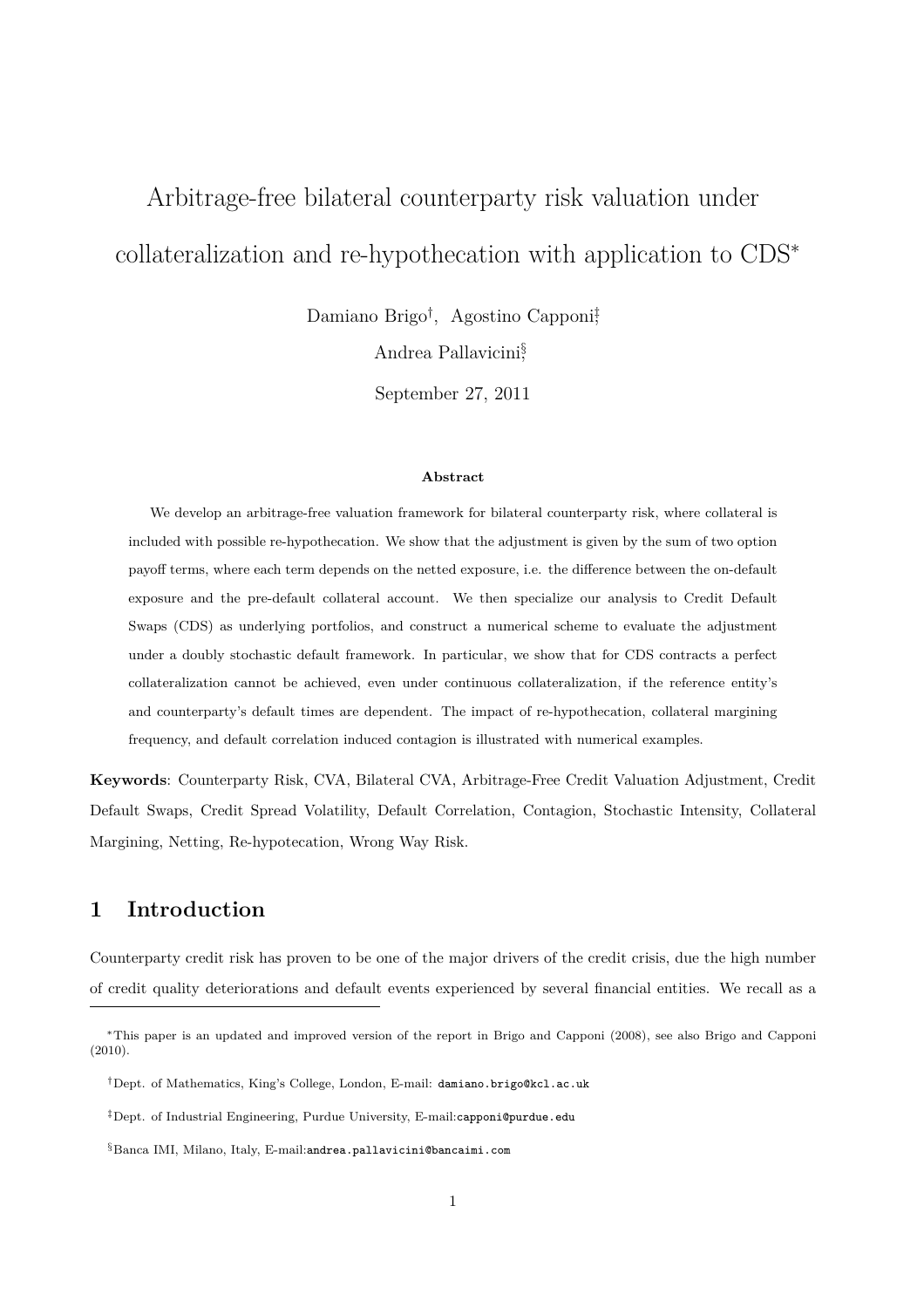# Arbitrage-free bilateral counterparty risk valuation under collateralization and re-hypothecation with application to CDS*

Damiano Brigo[†], Agostino Capponi[‡], Andrea Pallavicini[§]

September 27, 2011

### Abstract

We develop an arbitrage-free valuation framework for bilateral counterparty risk, where collateral is included with possible re-hypothecation. We show that the adjustment is given by the sum of two option payoff terms, where each term depends on the netted exposure, i.e. the difference between the on-default exposure and the pre-default collateral account. We then specialize our analysis to Credit Default Swaps (CDS) as underlying portfolios, and construct a numerical scheme to evaluate the adjustment under a doubly stochastic default framework. In particular, we show that for CDS contracts a perfect collateralization cannot be achieved, even under continuous collateralization, if the reference entity's and counterparty's default times are dependent. The impact of re-hypothecation, collateral margining frequency, and default correlation induced contagion is illustrated with numerical examples.

**Keywords**: Counterparty Risk, CVA, Bilateral CVA, Arbitrage-Free Credit Valuation Adjustment, Credit Default Swaps, Credit Spread Volatility, Default Correlation, Contagion, Stochastic Intensity, Collateral Margining, Netting, Re-hypotecation, Wrong Way Risk.

## 1 Introduction

Counterparty credit risk has proven to be one of the major drivers of the credit crisis, due the high number of credit quality deteriorations and default events experienced by several financial entities. We recall as a

---

*This paper is an updated and improved version of the report in Brigo and Capponi (2008), see also Brigo and Capponi (2010).

†Dept. of Mathematics, King's College, London, E-mail: damiano.brigo@kcl.ac.uk

‡Dept. of Industrial Engineering, Purdue University, E-mail:capponi@purdue.edu

§Banca IMI, Milano, Italy, E-mail:andrea.pallavicini@bancaimi.com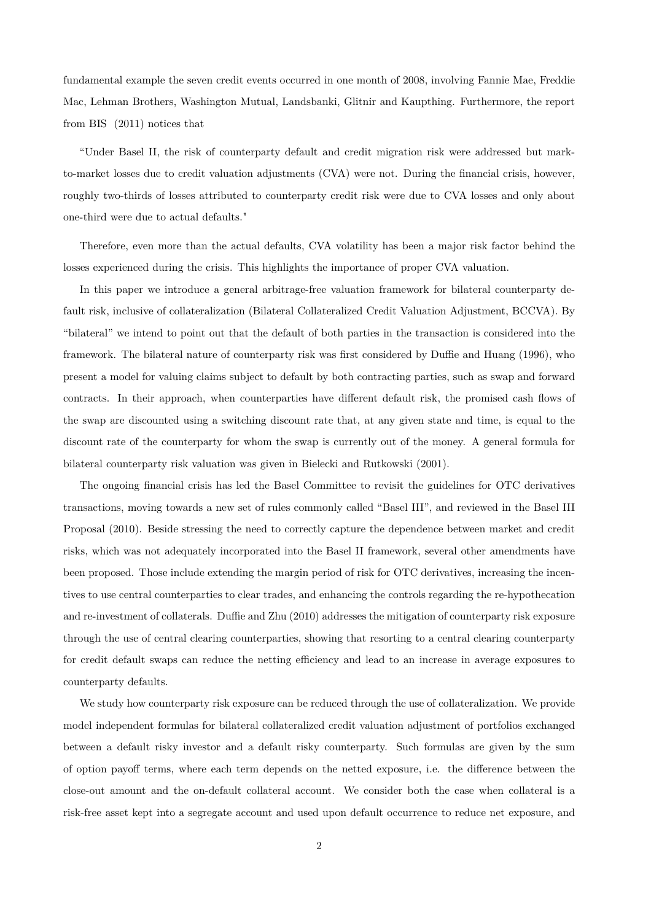fundamental example the seven credit events occurred in one month of 2008, involving Fannie Mae, Freddie Mac, Lehman Brothers, Washington Mutual, Landsbanki, Glitnir and Kaupthing. Furthermore, the report from BIS (2011) notices that

"Under Basel II, the risk of counterparty default and credit migration risk were addressed but mark-to-market losses due to credit valuation adjustments (CVA) were not. During the financial crisis, however, roughly two-thirds of losses attributed to counterparty credit risk were due to CVA losses and only about one-third were due to actual defaults."

Therefore, even more than the actual defaults, CVA volatility has been a major risk factor behind the losses experienced during the crisis. This highlights the importance of proper CVA valuation.

In this paper we introduce a general arbitrage-free valuation framework for bilateral counterparty default risk, inclusive of collateralization (Bilateral Collateralized Credit Valuation Adjustment, BCCVA). By "bilateral" we intend to point out that the default of both parties in the transaction is considered into the framework. The bilateral nature of counterparty risk was first considered by Duffie and Huang (1996), who present a model for valuing claims subject to default by both contracting parties, such as swap and forward contracts. In their approach, when counterparties have different default risk, the promised cash flows of the swap are discounted using a switching discount rate that, at any given state and time, is equal to the discount rate of the counterparty for whom the swap is currently out of the money. A general formula for bilateral counterparty risk valuation was given in Bielecki and Rutkowski (2001).

The ongoing financial crisis has led the Basel Committee to revisit the guidelines for OTC derivatives transactions, moving towards a new set of rules commonly called "Basel III", and reviewed in the Basel III Proposal (2010). Beside stressing the need to correctly capture the dependence between market and credit risks, which was not adequately incorporated into the Basel II framework, several other amendments have been proposed. Those include extending the margin period of risk for OTC derivatives, increasing the incentives to use central counterparties to clear trades, and enhancing the controls regarding the re-hypothecation and re-investment of collaterals. Duffie and Zhu (2010) addresses the mitigation of counterparty risk exposure through the use of central clearing counterparties, showing that resorting to a central clearing counterparty for credit default swaps can reduce the netting efficiency and lead to an increase in average exposures to counterparty defaults.

We study how counterparty risk exposure can be reduced through the use of collateralization. We provide model independent formulas for bilateral collateralized credit valuation adjustment of portfolios exchanged between a default risky investor and a default risky counterparty. Such formulas are given by the sum of option payoff terms, where each term depends on the netted exposure, i.e. the difference between the close-out amount and the on-default collateral account. We consider both the case when collateral is a risk-free asset kept into a segregate account and used upon default occurrence to reduce net exposure, and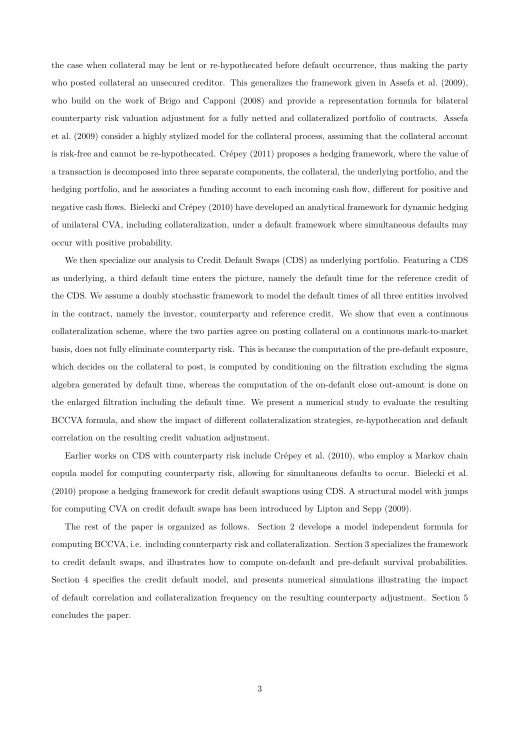the case when collateral may be lent or re-hypothecated before default occurrence, thus making the party who posted collateral an unsecured creditor. This generalizes the framework given in Assefa et al. (2009), who build on the work of Brigo and Capponi (2008) and provide a representation formula for bilateral counterparty risk valuation adjustment for a fully netted and collateralized portfolio of contracts. Assefa et al. (2009) consider a highly stylized model for the collateral process, assuming that the collateral account is risk-free and cannot be re-hypothecated. Crépey (2011) proposes a hedging framework, where the value of a transaction is decomposed into three separate components, the collateral, the underlying portfolio, and the hedging portfolio, and he associates a funding account to each incoming cash flow, different for positive and negative cash flows. Bielecki and Crépey (2010) have developed an analytical framework for dynamic hedging of unilateral CVA, including collateralization, under a default framework where simultaneous defaults may occur with positive probability.

We then specialize our analysis to Credit Default Swaps (CDS) as underlying portfolio. Featuring a CDS as underlying, a third default time enters the picture, namely the default time for the reference credit of the CDS. We assume a doubly stochastic framework to model the default times of all three entities involved in the contract, namely the investor, counterparty and reference credit. We show that even a continuous collateralization scheme, where the two parties agree on posting collateral on a continuous mark-to-market basis, does not fully eliminate counterparty risk. This is because the computation of the pre-default exposure, which decides on the collateral to post, is computed by conditioning on the filtration excluding the sigma algebra generated by default time, whereas the computation of the on-default close out-amount is done on the enlarged filtration including the default time. We present a numerical study to evaluate the resulting BCCVA formula, and show the impact of different collateralization strategies, re-hypothecation and default correlation on the resulting credit valuation adjustment.

Earlier works on CDS with counterparty risk include Crépey et al. (2010), who employ a Markov chain copula model for computing counterparty risk, allowing for simultaneous defaults to occur. Bielecki et al. (2010) propose a hedging framework for credit default swaptions using CDS. A structural model with jumps for computing CVA on credit default swaps has been introduced by Lipton and Sepp (2009).

The rest of the paper is organized as follows. Section 2 develops a model independent formula for computing BCCVA, i.e. including counterparty risk and collateralization. Section 3 specializes the framework to credit default swaps, and illustrates how to compute on-default and pre-default survival probabilities. Section 4 specifies the credit default model, and presents numerical simulations illustrating the impact of default correlation and collateralization frequency on the resulting counterparty adjustment. Section 5 concludes the paper.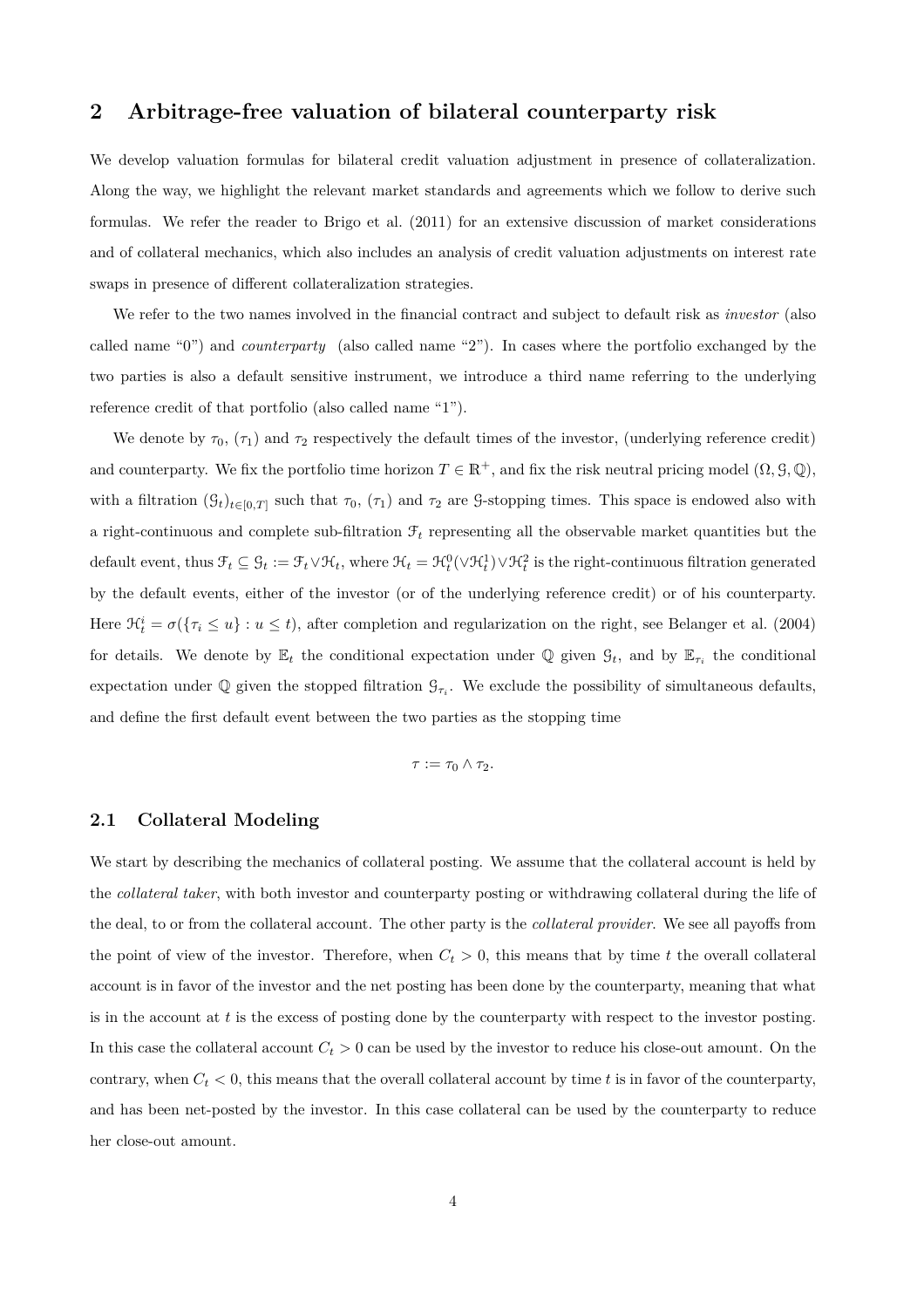## 2 Arbitrage-free valuation of bilateral counterparty risk

We develop valuation formulas for bilateral credit valuation adjustment in presence of collateralization. Along the way, we highlight the relevant market standards and agreements which we follow to derive such formulas. We refer the reader to Brigo et al. (2011) for an extensive discussion of market considerations and of collateral mechanics, which also includes an analysis of credit valuation adjustments on interest rate swaps in presence of different collateralization strategies.

We refer to the two names involved in the financial contract and subject to default risk as *investor* (also called name "0") and *counterparty* (also called name "2"). In cases where the portfolio exchanged by the two parties is also a default sensitive instrument, we introduce a third name referring to the underlying reference credit of that portfolio (also called name "1").

We denote by $\tau_0$, ($\tau_1$) and $\tau_2$ respectively the default times of the investor, (underlying reference credit) and counterparty. We fix the portfolio time horizon $T \in \mathbb{R}^+$, and fix the risk neutral pricing model $(\Omega, \mathcal{G}, \mathbb{Q})$, with a filtration $(\mathcal{G}_t)_{t\in[0,T]}$ such that $\tau_0$, ($\tau_1$) and $\tau_2$ are $\mathcal{G}$-stopping times. This space is endowed also with a right-continuous and complete sub-filtration $\mathcal{F}_t$ representing all the observable market quantities but the default event, thus $\mathcal{F}_t \subseteq \mathcal{G}_t := \mathcal{F}_t \vee \mathcal{H}_t$, where $\mathcal{H}_t = \mathcal{H}^0_t (\vee \mathcal{H}^1_t) \vee \mathcal{H}^2_t$ is the right-continuous filtration generated by the default events, either of the investor (or of the underlying reference credit) or of his counterparty. Here $\mathcal{H}^i_t = \sigma(\{\tau_i \le u\} : u \le t)$, after completion and regularization on the right, see Belanger et al. (2004) for details. We denote by $\mathbb{E}_t$ the conditional expectation under $\mathbb{Q}$ given $\mathcal{G}_t$, and by $\mathbb{E}_{\tau_i}$ the conditional expectation under $\mathbb{Q}$ given the stopped filtration $\mathcal{G}_{\tau_i}$. We exclude the possibility of simultaneous defaults, and define the first default event between the two parties as the stopping time

$$\tau := \tau_0 \wedge \tau_2.$$

### 2.1 Collateral Modeling

We start by describing the mechanics of collateral posting. We assume that the collateral account is held by the *collateral taker*, with both investor and counterparty posting or withdrawing collateral during the life of the deal, to or from the collateral account. The other party is the *collateral provider*. We see all payoffs from the point of view of the investor. Therefore, when $C_t > 0$, this means that by time $t$ the overall collateral account is in favor of the investor and the net posting has been done by the counterparty, meaning that what is in the account at $t$ is the excess of posting done by the counterparty with respect to the investor posting. In this case the collateral account $C_t > 0$ can be used by the investor to reduce his close-out amount. On the contrary, when $C_t < 0$, this means that the overall collateral account by time $t$ is in favor of the counterparty, and has been net-posted by the investor. In this case collateral can be used by the counterparty to reduce her close-out amount.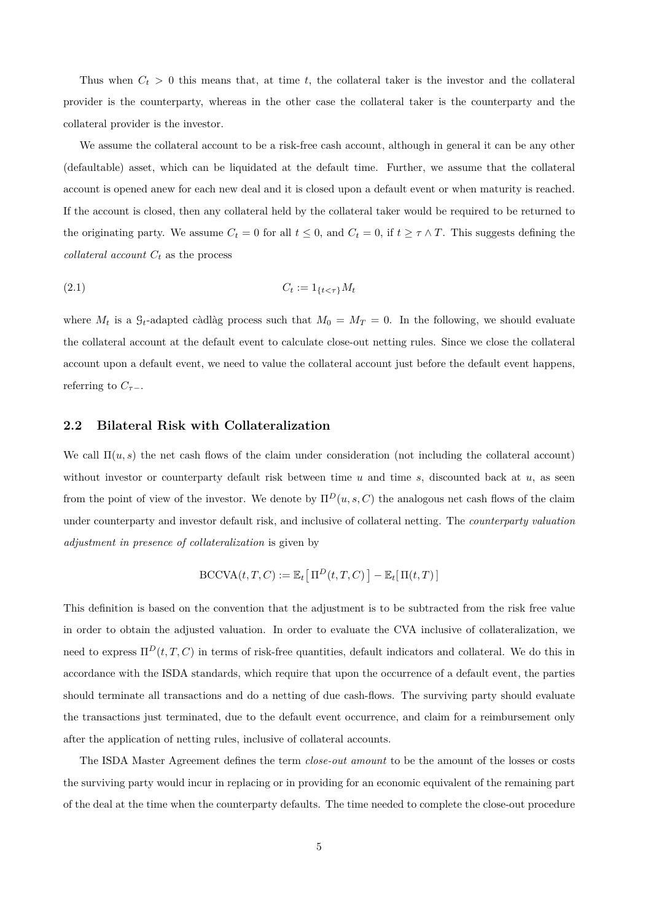Thus when $C_t > 0$ this means that, at time $t$, the collateral taker is the investor and the collateral provider is the counterparty, whereas in the other case the collateral taker is the counterparty and the collateral provider is the investor.

We assume the collateral account to be a risk-free cash account, although in general it can be any other (defaultable) asset, which can be liquidated at the default time. Further, we assume that the collateral account is opened anew for each new deal and it is closed upon a default event or when maturity is reached. If the account is closed, then any collateral held by the collateral taker would be required to be returned to the originating party. We assume $C_t = 0$ for all $t \leq 0$, and $C_t = 0$, if $t \geq \tau \wedge T$. This suggests defining the *collateral account* $C_t$ as the process

$$C_t := 1_{\{t<\tau\}} M_t \tag{2.1}$$

where $M_t$ is a $\mathcal{G}_t$-adapted càdlàg process such that $M_0 = M_T = 0$. In the following, we should evaluate the collateral account at the default event to calculate close-out netting rules. Since we close the collateral account upon a default event, we need to value the collateral account just before the default event happens, referring to $C_{\tau-}$.

## 2.2 Bilateral Risk with Collateralization

We call $\Pi(u, s)$ the net cash flows of the claim under consideration (not including the collateral account) without investor or counterparty default risk between time $u$ and time $s$, discounted back at $u$, as seen from the point of view of the investor. We denote by $\Pi^D(u, s, C)$ the analogous net cash flows of the claim under counterparty and investor default risk, and inclusive of collateral netting. The *counterparty valuation adjustment in presence of collateralization* is given by

$$\text{BCCVA}(t, T, C) := \mathbb{E}_t\big[\,\Pi^D(t, T, C)\,\big] - \mathbb{E}_t[\,\Pi(t, T)\,]$$

This definition is based on the convention that the adjustment is to be subtracted from the risk free value in order to obtain the adjusted valuation. In order to evaluate the CVA inclusive of collateralization, we need to express $\Pi^D(t, T, C)$ in terms of risk-free quantities, default indicators and collateral. We do this in accordance with the ISDA standards, which require that upon the occurrence of a default event, the parties should terminate all transactions and do a netting of due cash-flows. The surviving party should evaluate the transactions just terminated, due to the default event occurrence, and claim for a reimbursement only after the application of netting rules, inclusive of collateral accounts.

The ISDA Master Agreement defines the term *close-out amount* to be the amount of the losses or costs the surviving party would incur in replacing or in providing for an economic equivalent of the remaining part of the deal at the time when the counterparty defaults. The time needed to complete the close-out procedure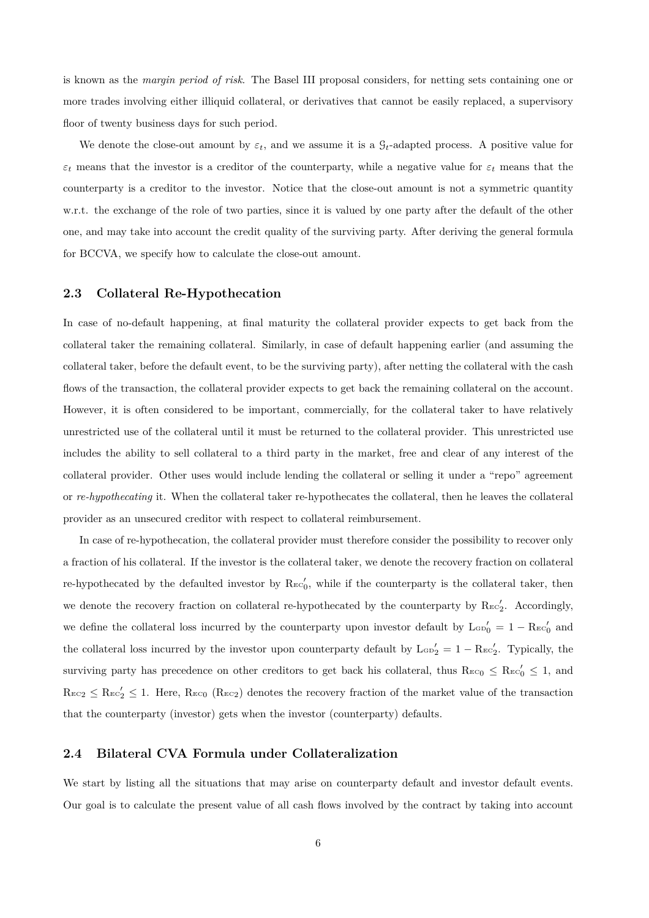is known as the *margin period of risk*. The Basel III proposal considers, for netting sets containing one or more trades involving either illiquid collateral, or derivatives that cannot be easily replaced, a supervisory floor of twenty business days for such period.

We denote the close-out amount by $\varepsilon_t$, and we assume it is a $\mathcal{G}_t$-adapted process. A positive value for $\varepsilon_t$ means that the investor is a creditor of the counterparty, while a negative value for $\varepsilon_t$ means that the counterparty is a creditor to the investor. Notice that the close-out amount is not a symmetric quantity w.r.t. the exchange of the role of two parties, since it is valued by one party after the default of the other one, and may take into account the credit quality of the surviving party. After deriving the general formula for BCCVA, we specify how to calculate the close-out amount.

## 2.3 Collateral Re-Hypothecation

In case of no-default happening, at final maturity the collateral provider expects to get back from the collateral taker the remaining collateral. Similarly, in case of default happening earlier (and assuming the collateral taker, before the default event, to be the surviving party), after netting the collateral with the cash flows of the transaction, the collateral provider expects to get back the remaining collateral on the account. However, it is often considered to be important, commercially, for the collateral taker to have relatively unrestricted use of the collateral until it must be returned to the collateral provider. This unrestricted use includes the ability to sell collateral to a third party in the market, free and clear of any interest of the collateral provider. Other uses would include lending the collateral or selling it under a "repo" agreement or *re-hypothecating* it. When the collateral taker re-hypothecates the collateral, then he leaves the collateral provider as an unsecured creditor with respect to collateral reimbursement.

In case of re-hypothecation, the collateral provider must therefore consider the possibility to recover only a fraction of his collateral. If the investor is the collateral taker, we denote the recovery fraction on collateral re-hypothecated by the defaulted investor by $\mathrm{R{\scriptstyle EC}}'_0$, while if the counterparty is the collateral taker, then we denote the recovery fraction on collateral re-hypothecated by the counterparty by $\mathrm{R{\scriptstyle EC}}'_2$. Accordingly, we define the collateral loss incurred by the counterparty upon investor default by $\mathrm{L{\scriptstyle GD}}'_0 = 1 - \mathrm{R{\scriptstyle EC}}'_0$ and the collateral loss incurred by the investor upon counterparty default by $\mathrm{L{\scriptstyle GD}}'_2 = 1 - \mathrm{R{\scriptstyle EC}}'_2$. Typically, the surviving party has precedence on other creditors to get back his collateral, thus $\mathrm{R{\scriptstyle EC}}_0 \leq \mathrm{R{\scriptstyle EC}}'_0 \leq 1$, and $\mathrm{R{\scriptstyle EC}}_2 \leq \mathrm{R{\scriptstyle EC}}'_2 \leq 1$. Here, $\mathrm{R{\scriptstyle EC}}_0$ ($\mathrm{R{\scriptstyle EC}}_2$) denotes the recovery fraction of the market value of the transaction that the counterparty (investor) gets when the investor (counterparty) defaults.

## 2.4 Bilateral CVA Formula under Collateralization

We start by listing all the situations that may arise on counterparty default and investor default events. Our goal is to calculate the present value of all cash flows involved by the contract by taking into account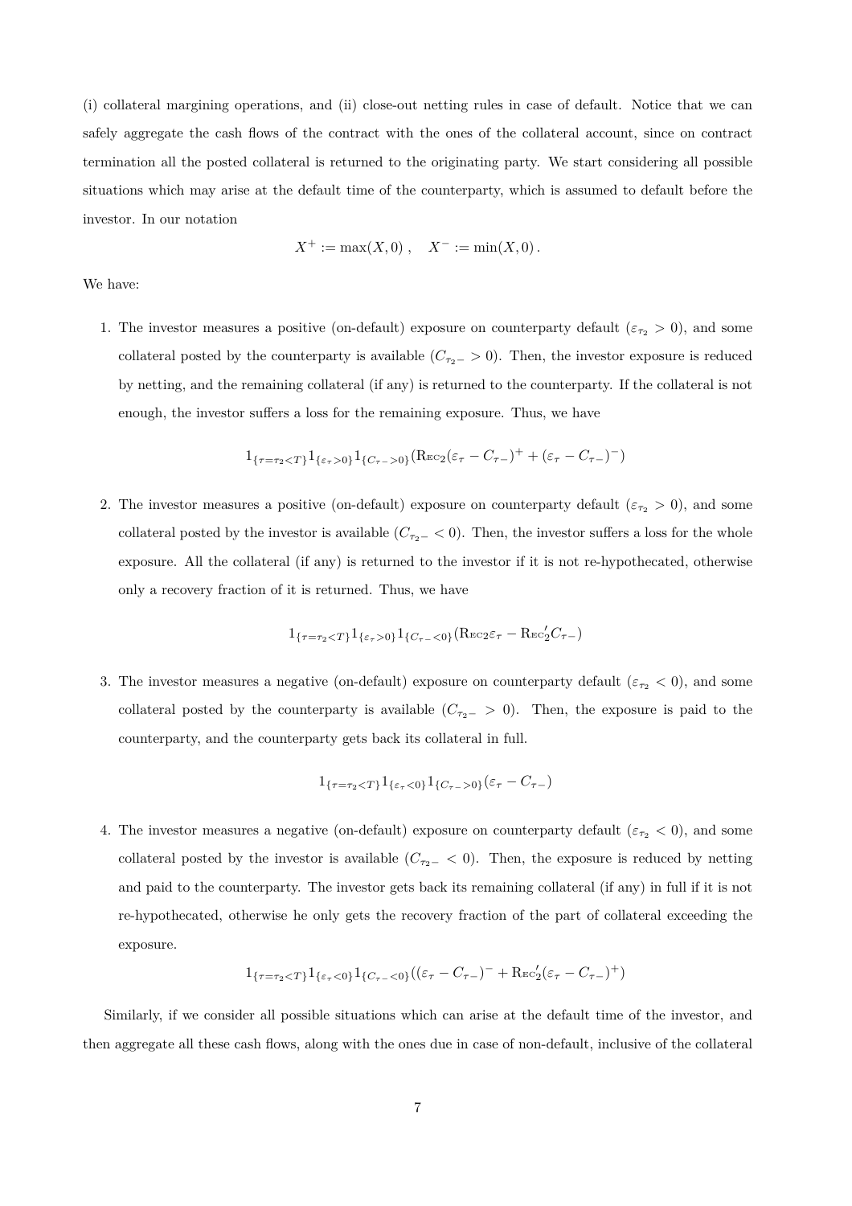(i) collateral margining operations, and (ii) close-out netting rules in case of default. Notice that we can safely aggregate the cash flows of the contract with the ones of the collateral account, since on contract termination all the posted collateral is returned to the originating party. We start considering all possible situations which may arise at the default time of the counterparty, which is assumed to default before the investor. In our notation

$$X^+ := \max(X,0)\,, \quad X^- := \min(X,0)\,.$$

We have:

1. The investor measures a positive (on-default) exposure on counterparty default ($\varepsilon_{\tau_2} > 0$), and some collateral posted by the counterparty is available ($C_{\tau_2-} > 0$). Then, the investor exposure is reduced by netting, and the remaining collateral (if any) is returned to the counterparty. If the collateral is not enough, the investor suffers a loss for the remaining exposure. Thus, we have

$$1_{\{\tau=\tau_2<T\}}1_{\{\varepsilon_\tau>0\}}1_{\{C_{\tau-}>0\}}(\mathrm{Rec}_2(\varepsilon_\tau - C_{\tau-})^+ + (\varepsilon_\tau - C_{\tau-})^-)$$

2. The investor measures a positive (on-default) exposure on counterparty default ($\varepsilon_{\tau_2} > 0$), and some collateral posted by the investor is available ($C_{\tau_2-} < 0$). Then, the investor suffers a loss for the whole exposure. All the collateral (if any) is returned to the investor if it is not re-hypothecated, otherwise only a recovery fraction of it is returned. Thus, we have

$$1_{\{\tau=\tau_2<T\}}1_{\{\varepsilon_\tau>0\}}1_{\{C_{\tau-}<0\}}(\mathrm{Rec}_2\varepsilon_\tau - \mathrm{Rec}_2' C_{\tau-})$$

3. The investor measures a negative (on-default) exposure on counterparty default ($\varepsilon_{\tau_2} < 0$), and some collateral posted by the counterparty is available ($C_{\tau_2-} > 0$). Then, the exposure is paid to the counterparty, and the counterparty gets back its collateral in full.

$$1_{\{\tau=\tau_2<T\}}1_{\{\varepsilon_\tau<0\}}1_{\{C_{\tau-}>0\}}(\varepsilon_\tau - C_{\tau-})$$

4. The investor measures a negative (on-default) exposure on counterparty default ($\varepsilon_{\tau_2} < 0$), and some collateral posted by the investor is available ($C_{\tau_2-} < 0$). Then, the exposure is reduced by netting and paid to the counterparty. The investor gets back its remaining collateral (if any) in full if it is not re-hypothecated, otherwise he only gets the recovery fraction of the part of collateral exceeding the exposure.

$$1_{\{\tau=\tau_2<T\}}1_{\{\varepsilon_\tau<0\}}1_{\{C_{\tau-}<0\}}((\varepsilon_\tau - C_{\tau-})^- + \mathrm{Rec}_2'(\varepsilon_\tau - C_{\tau-})^+)$$

Similarly, if we consider all possible situations which can arise at the default time of the investor, and then aggregate all these cash flows, along with the ones due in case of non-default, inclusive of the collateral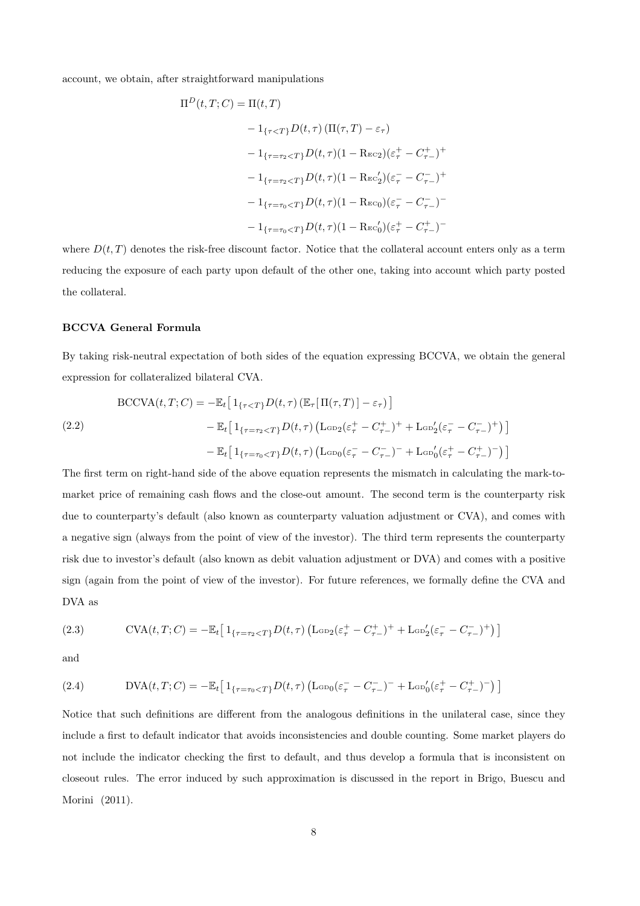account, we obtain, after straightforward manipulations

$$
\begin{aligned}
\Pi^D(t,T;C) = \Pi(t,T) \\
&- 1_{\{\tau<T\}} D(t,\tau)\left(\Pi(\tau,T) - \varepsilon_\tau\right) \\
&- 1_{\{\tau=\tau_2<T\}} D(t,\tau)(1-\mathrm{R}_{\mathrm{EC}2})(\varepsilon_\tau^+ - C_{\tau-}^+)^+ \\
&- 1_{\{\tau=\tau_2<T\}} D(t,\tau)(1-\mathrm{R}_{\mathrm{EC}_2'})(\varepsilon_\tau^- - C_{\tau-}^-)^+ \\
&- 1_{\{\tau=\tau_0<T\}} D(t,\tau)(1-\mathrm{R}_{\mathrm{EC}0})(\varepsilon_\tau^- - C_{\tau-}^-)^- \\
&- 1_{\{\tau=\tau_0<T\}} D(t,\tau)(1-\mathrm{R}_{\mathrm{EC}_0'})(\varepsilon_\tau^+ - C_{\tau-}^+)^-
\end{aligned}
$$

where $D(t,T)$ denotes the risk-free discount factor. Notice that the collateral account enters only as a term reducing the exposure of each party upon default of the other one, taking into account which party posted the collateral.

**BCCVA General Formula**

By taking risk-neutral expectation of both sides of the equation expressing BCCVA, we obtain the general expression for collateralized bilateral CVA.

$$
\begin{aligned}
\mathrm{BCCVA}(t,T;C) = &-\mathbb{E}_t\left[\, 1_{\{\tau<T\}} D(t,\tau)\left(\mathbb{E}_\tau[\,\Pi(\tau,T)\,] - \varepsilon_\tau\right)\right] \\
&- \mathbb{E}_t\left[\, 1_{\{\tau=\tau_2<T\}} D(t,\tau)\left(\mathrm{L}_{\mathrm{GD}2}(\varepsilon_\tau^+ - C_{\tau-}^+)^+ + \mathrm{L}_{\mathrm{GD}_2'}(\varepsilon_\tau^- - C_{\tau-}^-)^+\right)\right] \\
&- \mathbb{E}_t\left[\, 1_{\{\tau=\tau_0<T\}} D(t,\tau)\left(\mathrm{L}_{\mathrm{GD}0}(\varepsilon_\tau^- - C_{\tau-}^-)^- + \mathrm{L}_{\mathrm{GD}_0'}(\varepsilon_\tau^+ - C_{\tau-}^+)^-\right)\right]
\end{aligned} \tag{2.2}
$$

The first term on right-hand side of the above equation represents the mismatch in calculating the mark-to-market price of remaining cash flows and the close-out amount. The second term is the counterparty risk due to counterparty's default (also known as counterparty valuation adjustment or CVA), and comes with a negative sign (always from the point of view of the investor). The third term represents the counterparty risk due to investor's default (also known as debit valuation adjustment or DVA) and comes with a positive sign (again from the point of view of the investor). For future references, we formally define the CVA and DVA as

$$
\mathrm{CVA}(t,T;C) = -\mathbb{E}_t\left[\, 1_{\{\tau=\tau_2<T\}} D(t,\tau)\left(\mathrm{L}_{\mathrm{GD}2}(\varepsilon_\tau^+ - C_{\tau-}^+)^+ + \mathrm{L}_{\mathrm{GD}_2'}(\varepsilon_\tau^- - C_{\tau-}^-)^+\right)\right] \tag{2.3}
$$

and

$$
\mathrm{DVA}(t,T;C) = -\mathbb{E}_t\left[\, 1_{\{\tau=\tau_0<T\}} D(t,\tau)\left(\mathrm{L}_{\mathrm{GD}0}(\varepsilon_\tau^- - C_{\tau-}^-)^- + \mathrm{L}_{\mathrm{GD}_0'}(\varepsilon_\tau^+ - C_{\tau-}^+)^-\right)\right] \tag{2.4}
$$

Notice that such definitions are different from the analogous definitions in the unilateral case, since they include a first to default indicator that avoids inconsistencies and double counting. Some market players do not include the indicator checking the first to default, and thus develop a formula that is inconsistent on closeout rules. The error induced by such approximation is discussed in the report in Brigo, Buescu and Morini (2011).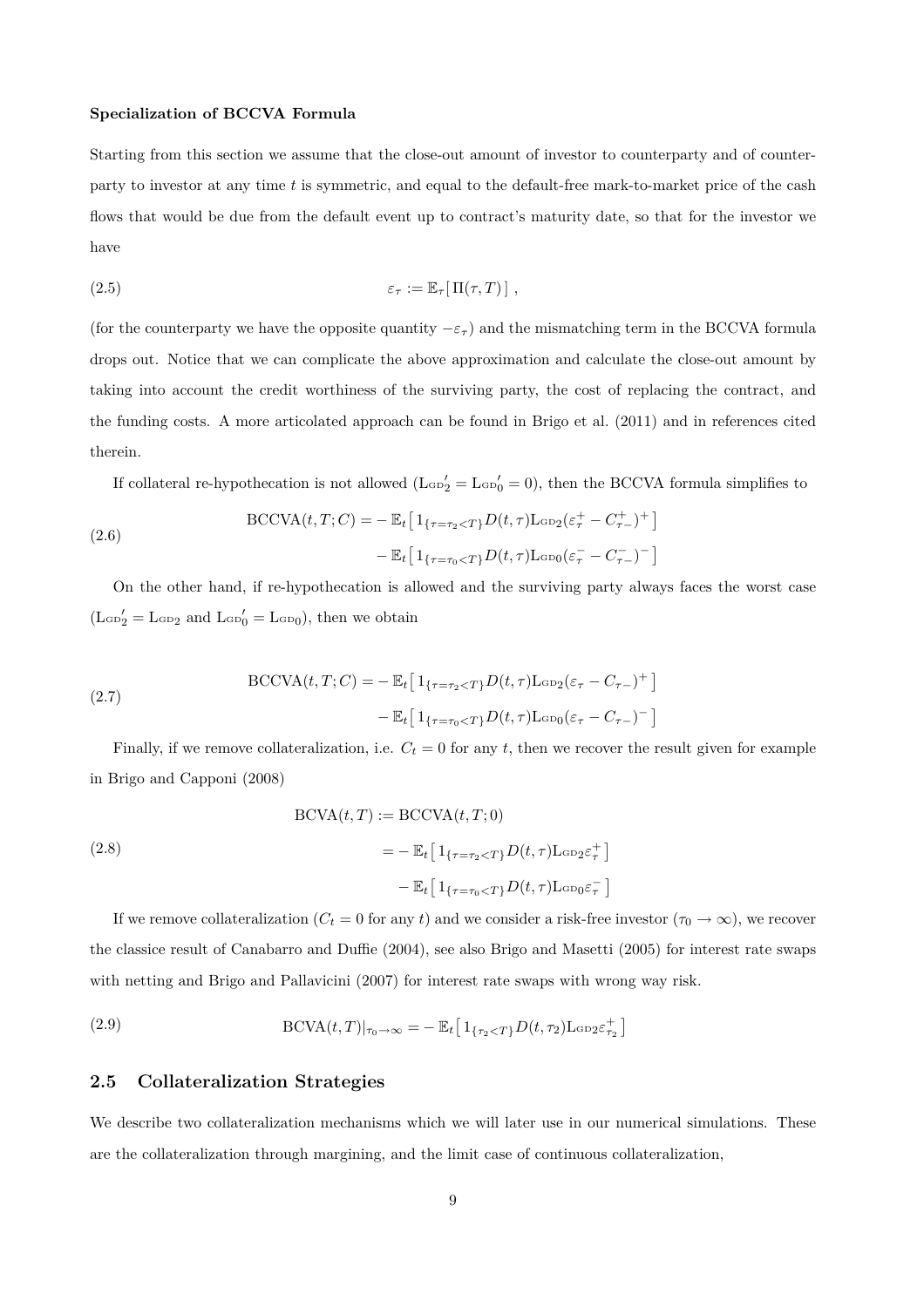**Specialization of BCCVA Formula**

Starting from this section we assume that the close-out amount of investor to counterparty and of counterparty to investor at any time $t$ is symmetric, and equal to the default-free mark-to-market price of the cash flows that would be due from the default event up to contract's maturity date, so that for the investor we have

$$\varepsilon_\tau := \mathbb{E}_\tau[\,\Pi(\tau, T)\,]\,, \tag{2.5}$$

(for the counterparty we have the opposite quantity $-\varepsilon_\tau$) and the mismatching term in the BCCVA formula drops out. Notice that we can complicate the above approximation and calculate the close-out amount by taking into account the credit worthiness of the surviving party, the cost of replacing the contract, and the funding costs. A more articolated approach can be found in Brigo et al. (2011) and in references cited therein.

If collateral re-hypothecation is not allowed ($\mathrm{L{\scriptstyle GD}}_2' = \mathrm{L{\scriptstyle GD}}_0' = 0$), then the BCCVA formula simplifies to

$$\begin{aligned} \mathrm{BCCVA}(t,T;C) = &-\mathbb{E}_t\big[\,1_{\{\tau=\tau_2<T\}} D(t,\tau) \mathrm{L{\scriptstyle GD}}_2 (\varepsilon_\tau^+ - C_{\tau-}^+)^+\,\big] \\ &-\mathbb{E}_t\big[\,1_{\{\tau=\tau_0<T\}} D(t,\tau) \mathrm{L{\scriptstyle GD}}_0 (\varepsilon_\tau^- - C_{\tau-}^-)^-\,\big] \end{aligned} \tag{2.6}$$

On the other hand, if re-hypothecation is allowed and the surviving party always faces the worst case ($\mathrm{L{\scriptstyle GD}}_2' = \mathrm{L{\scriptstyle GD}}_2$ and $\mathrm{L{\scriptstyle GD}}_0' = \mathrm{L{\scriptstyle GD}}_0$), then we obtain

$$\begin{aligned} \mathrm{BCCVA}(t,T;C) = &-\mathbb{E}_t\big[\,1_{\{\tau=\tau_2<T\}} D(t,\tau) \mathrm{L{\scriptstyle GD}}_2 (\varepsilon_\tau - C_{\tau-})^+\,\big] \\ &-\mathbb{E}_t\big[\,1_{\{\tau=\tau_0<T\}} D(t,\tau) \mathrm{L{\scriptstyle GD}}_0 (\varepsilon_\tau - C_{\tau-})^-\,\big] \end{aligned} \tag{2.7}$$

Finally, if we remove collateralization, i.e. $C_t = 0$ for any $t$, then we recover the result given for example in Brigo and Capponi (2008)

$$\begin{aligned} \mathrm{BCVA}(t,T) &:= \mathrm{BCCVA}(t,T;0) \\ &= -\mathbb{E}_t\big[\,1_{\{\tau=\tau_2<T\}} D(t,\tau) \mathrm{L{\scriptstyle GD}}_2 \varepsilon_\tau^+\,\big] \\ &\quad -\mathbb{E}_t\big[\,1_{\{\tau=\tau_0<T\}} D(t,\tau) \mathrm{L{\scriptstyle GD}}_0 \varepsilon_\tau^-\,\big] \end{aligned} \tag{2.8}$$

If we remove collateralization ($C_t = 0$ for any $t$) and we consider a risk-free investor ($\tau_0 \to \infty$), we recover the classice result of Canabarro and Duffie (2004), see also Brigo and Masetti (2005) for interest rate swaps with netting and Brigo and Pallavicini (2007) for interest rate swaps with wrong way risk.

$$\mathrm{BCVA}(t,T)|_{\tau_0\to\infty} = -\mathbb{E}_t\big[\,1_{\{\tau_2<T\}} D(t,\tau_2) \mathrm{L{\scriptstyle GD}}_2 \varepsilon_{\tau_2}^+\,\big] \tag{2.9}$$

## 2.5 Collateralization Strategies

We describe two collateralization mechanisms which we will later use in our numerical simulations. These are the collateralization through margining, and the limit case of continuous collateralization,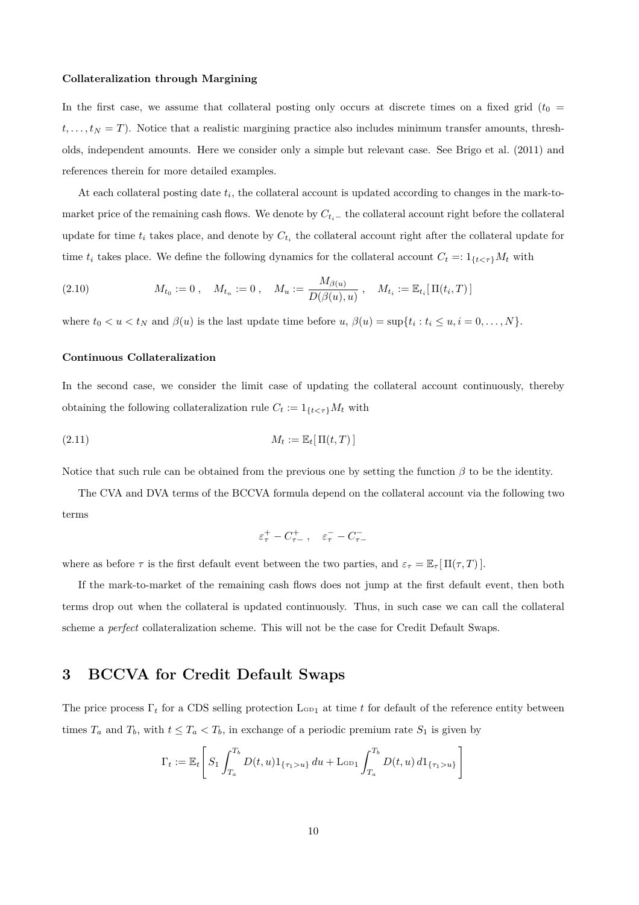#### Collateralization through Margining

In the first case, we assume that collateral posting only occurs at discrete times on a fixed grid ($t_0 = t, \dots, t_N = T$). Notice that a realistic margining practice also includes minimum transfer amounts, thresholds, independent amounts. Here we consider only a simple but relevant case. See Brigo et al. (2011) and references therein for more detailed examples.

At each collateral posting date $t_i$, the collateral account is updated according to changes in the mark-to-market price of the remaining cash flows. We denote by $C_{t_i-}$ the collateral account right before the collateral update for time $t_i$ takes place, and denote by $C_{t_i}$ the collateral account right after the collateral update for time $t_i$ takes place. We define the following dynamics for the collateral account $C_t =: 1_{\{t<\tau\}} M_t$ with

$$M_{t_0} := 0 \,, \quad M_{t_n} := 0 \,, \quad M_u := \frac{M_{\beta(u)}}{D(\beta(u), u)} \,, \quad M_{t_i} := \mathbb{E}_{t_i}[\, \Pi(t_i, T) \,] \tag{2.10}$$

where $t_0 < u < t_N$ and $\beta(u)$ is the last update time before $u$, $\beta(u) = \sup\{t_i : t_i \leq u, i = 0, \dots, N\}$.

#### Continuous Collateralization

In the second case, we consider the limit case of updating the collateral account continuously, thereby obtaining the following collateralization rule $C_t := 1_{\{t<\tau\}} M_t$ with

$$M_t := \mathbb{E}_t[\, \Pi(t, T) \,] \tag{2.11}$$

Notice that such rule can be obtained from the previous one by setting the function $\beta$ to be the identity.

The CVA and DVA terms of the BCCVA formula depend on the collateral account via the following two terms

$$\varepsilon_\tau^+ - C_{\tau-}^+ \,, \quad \varepsilon_\tau^- - C_{\tau-}^-$$

where as before $\tau$ is the first default event between the two parties, and $\varepsilon_\tau = \mathbb{E}_\tau[\, \Pi(\tau, T) \,]$.

If the mark-to-market of the remaining cash flows does not jump at the first default event, then both terms drop out when the collateral is updated continuously. Thus, in such case we can call the collateral scheme a *perfect* collateralization scheme. This will not be the case for Credit Default Swaps.

## 3 BCCVA for Credit Default Swaps

The price process $\Gamma_t$ for a CDS selling protection $\mathrm{L}_{\mathrm{GD}1}$ at time $t$ for default of the reference entity between times $T_a$ and $T_b$, with $t \leq T_a < T_b$, in exchange of a periodic premium rate $S_1$ is given by

$$\Gamma_t := \mathbb{E}_t\left[\, S_1 \int_{T_a}^{T_b} D(t, u) 1_{\{\tau_1 > u\}} \, du + \mathrm{L}_{\mathrm{GD}1} \int_{T_a}^{T_b} D(t, u) \, d1_{\{\tau_1 > u\}} \,\right]$$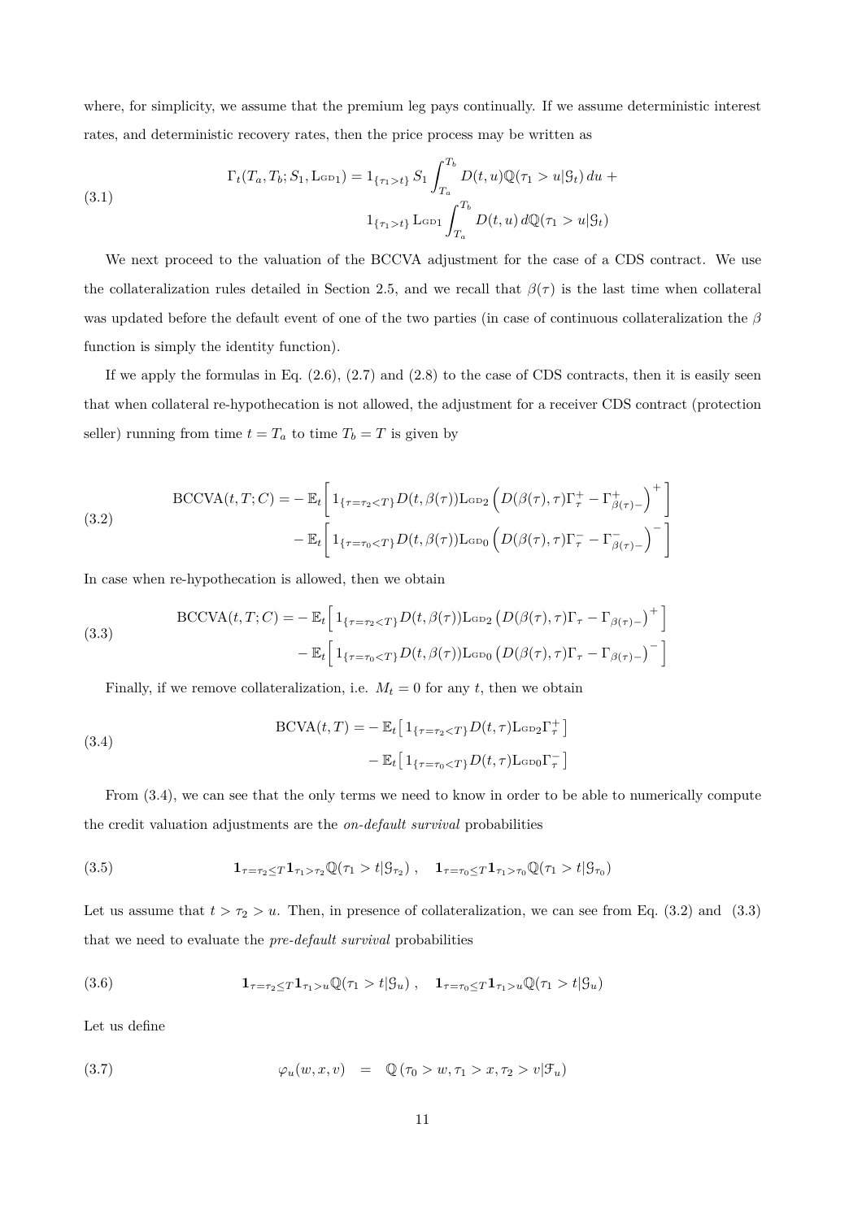where, for simplicity, we assume that the premium leg pays continually. If we assume deterministic interest rates, and deterministic recovery rates, then the price process may be written as

$$
\Gamma_t(T_a, T_b; S_1, \mathrm{L}_{\mathrm{GD}1}) = 1_{\{\tau_1 > t\}}\, S_1 \int_{T_a}^{T_b} D(t,u)\mathbb{Q}(\tau_1 > u | \mathcal{G}_t)\, du + 1_{\{\tau_1 > t\}}\, \mathrm{L}_{\mathrm{GD}1} \int_{T_a}^{T_b} D(t,u)\, d\mathbb{Q}(\tau_1 > u | \mathcal{G}_t) \tag{3.1}
$$

We next proceed to the valuation of the BCCVA adjustment for the case of a CDS contract. We use the collateralization rules detailed in Section 2.5, and we recall that $\beta(\tau)$ is the last time when collateral was updated before the default event of one of the two parties (in case of continuous collateralization the $\beta$ function is simply the identity function).

If we apply the formulas in Eq. (2.6), (2.7) and (2.8) to the case of CDS contracts, then it is easily seen that when collateral re-hypothecation is not allowed, the adjustment for a receiver CDS contract (protection seller) running from time $t = T_a$ to time $T_b = T$ is given by

$$
\begin{aligned}
\mathrm{BCCVA}(t, T; C) = &- \mathbb{E}_t\Big[\, 1_{\{\tau = \tau_2 < T\}} D(t, \beta(\tau)) \mathrm{L}_{\mathrm{GD}2} \Big( D(\beta(\tau), \tau)\Gamma_\tau^+ - \Gamma_{\beta(\tau)-}^+ \Big)^+ \Big] \\
&- \mathbb{E}_t\Big[\, 1_{\{\tau = \tau_0 < T\}} D(t, \beta(\tau)) \mathrm{L}_{\mathrm{GD}0} \Big( D(\beta(\tau), \tau)\Gamma_\tau^- - \Gamma_{\beta(\tau)-}^- \Big)^- \Big]
\end{aligned} \tag{3.2}
$$

In case when re-hypothecation is allowed, then we obtain

$$
\begin{aligned}
\mathrm{BCCVA}(t, T; C) = &- \mathbb{E}_t\Big[\, 1_{\{\tau = \tau_2 < T\}} D(t, \beta(\tau)) \mathrm{L}_{\mathrm{GD}2} \big( D(\beta(\tau), \tau)\Gamma_\tau - \Gamma_{\beta(\tau)-} \big)^+ \Big] \\
&- \mathbb{E}_t\Big[\, 1_{\{\tau = \tau_0 < T\}} D(t, \beta(\tau)) \mathrm{L}_{\mathrm{GD}0} \big( D(\beta(\tau), \tau)\Gamma_\tau - \Gamma_{\beta(\tau)-} \big)^- \Big]
\end{aligned} \tag{3.3}
$$

Finally, if we remove collateralization, i.e. $M_t = 0$ for any $t$, then we obtain

$$
\begin{aligned}
\mathrm{BCVA}(t, T) = &- \mathbb{E}_t\big[\, 1_{\{\tau = \tau_2 < T\}} D(t, \tau) \mathrm{L}_{\mathrm{GD}2} \Gamma_\tau^+ \,\big] \\
&- \mathbb{E}_t\big[\, 1_{\{\tau = \tau_0 < T\}} D(t, \tau) \mathrm{L}_{\mathrm{GD}0} \Gamma_\tau^- \,\big]
\end{aligned} \tag{3.4}
$$

From (3.4), we can see that the only terms we need to know in order to be able to numerically compute the credit valuation adjustments are the *on-default survival* probabilities

$$
\mathbf{1}_{\tau = \tau_2 \le T} \mathbf{1}_{\tau_1 > \tau_2} \mathbb{Q}(\tau_1 > t | \mathcal{G}_{\tau_2})\,, \quad \mathbf{1}_{\tau = \tau_0 \le T} \mathbf{1}_{\tau_1 > \tau_0} \mathbb{Q}(\tau_1 > t | \mathcal{G}_{\tau_0}) \tag{3.5}
$$

Let us assume that $t > \tau_2 > u$. Then, in presence of collateralization, we can see from Eq. (3.2) and (3.3) that we need to evaluate the *pre-default survival* probabilities

$$
\mathbf{1}_{\tau = \tau_2 \le T} \mathbf{1}_{\tau_1 > u} \mathbb{Q}(\tau_1 > t | \mathcal{G}_u)\,, \quad \mathbf{1}_{\tau = \tau_0 \le T} \mathbf{1}_{\tau_1 > u} \mathbb{Q}(\tau_1 > t | \mathcal{G}_u) \tag{3.6}
$$

Let us define

$$
\varphi_u(w, x, v) \;=\; \mathbb{Q}\left(\tau_0 > w, \tau_1 > x, \tau_2 > v | \mathcal{F}_u\right) \tag{3.7}
$$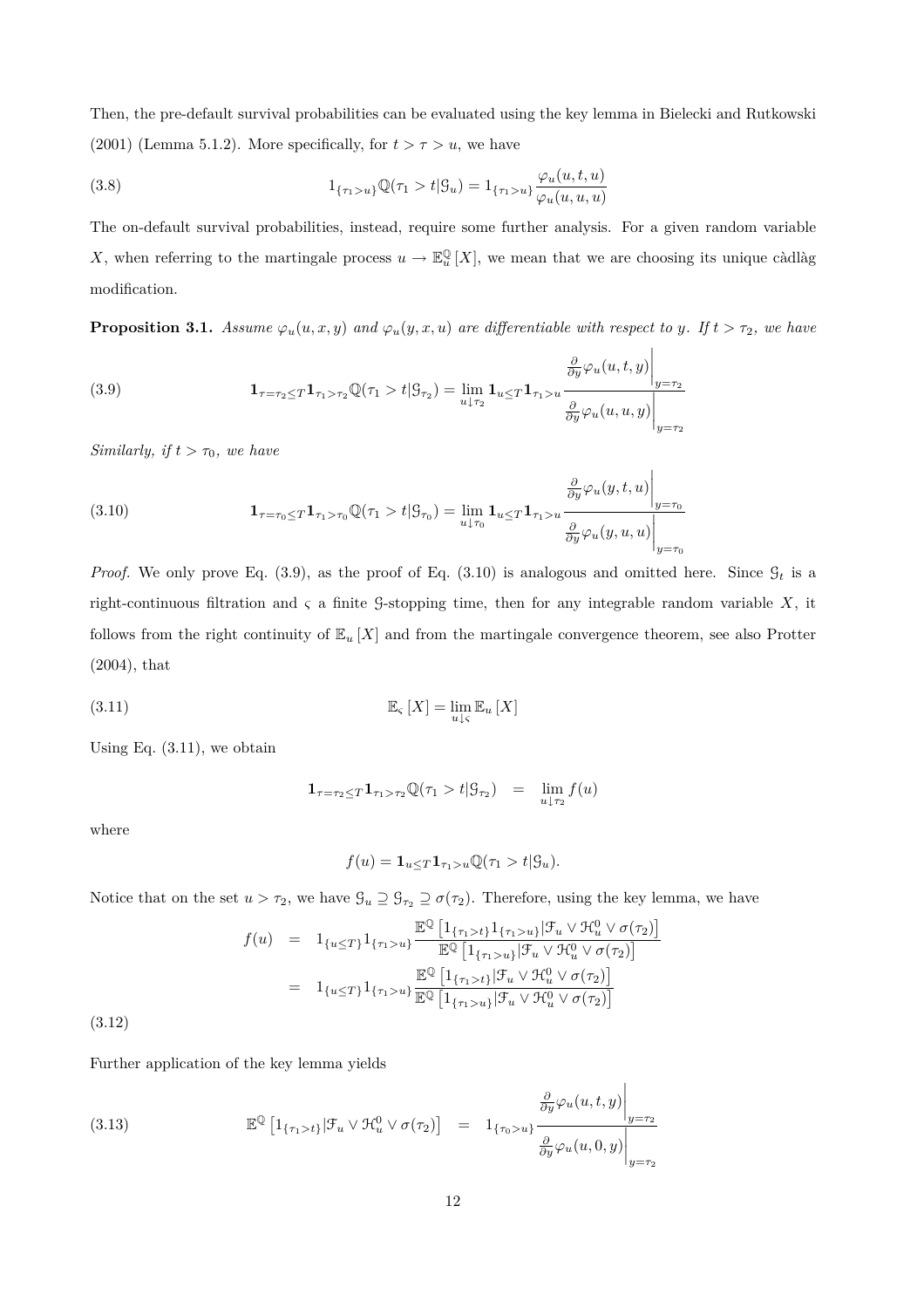Then, the pre-default survival probabilities can be evaluated using the key lemma in Bielecki and Rutkowski (2001) (Lemma 5.1.2). More specifically, for $t > \tau > u$, we have

$$1_{\{\tau_1 > u\}} \mathbb{Q}(\tau_1 > t | \mathcal{G}_u) = 1_{\{\tau_1 > u\}} \frac{\varphi_u(u, t, u)}{\varphi_u(u, u, u)} \tag{3.8}$$

The on-default survival probabilities, instead, require some further analysis. For a given random variable $X$, when referring to the martingale process $u \to \mathbb{E}_u^{\mathbb{Q}}[X]$, we mean that we are choosing its unique càdlàg modification.

**Proposition 3.1.** *Assume $\varphi_u(u, x, y)$ and $\varphi_u(y, x, u)$ are differentiable with respect to $y$. If $t > \tau_2$, we have*

$$\mathbf{1}_{\tau = \tau_2 \leq T} \mathbf{1}_{\tau_1 > \tau_2} \mathbb{Q}(\tau_1 > t | \mathcal{G}_{\tau_2}) = \lim_{u \downarrow \tau_2} \mathbf{1}_{u \leq T} \mathbf{1}_{\tau_1 > u} \frac{\left. \frac{\partial}{\partial y} \varphi_u(u, t, y) \right|_{y = \tau_2}}{\left. \frac{\partial}{\partial y} \varphi_u(u, u, y) \right|_{y = \tau_2}} \tag{3.9}$$

*Similarly, if $t > \tau_0$, we have*

$$\mathbf{1}_{\tau = \tau_0 \leq T} \mathbf{1}_{\tau_1 > \tau_0} \mathbb{Q}(\tau_1 > t | \mathcal{G}_{\tau_0}) = \lim_{u \downarrow \tau_0} \mathbf{1}_{u \leq T} \mathbf{1}_{\tau_1 > u} \frac{\left. \frac{\partial}{\partial y} \varphi_u(y, t, u) \right|_{y = \tau_0}}{\left. \frac{\partial}{\partial y} \varphi_u(y, u, u) \right|_{y = \tau_0}} \tag{3.10}$$

*Proof.* We only prove Eq. (3.9), as the proof of Eq. (3.10) is analogous and omitted here. Since $\mathcal{G}_t$ is a right-continuous filtration and $\varsigma$ a finite $\mathcal{G}$-stopping time, then for any integrable random variable $X$, it follows from the right continuity of $\mathbb{E}_u[X]$ and from the martingale convergence theorem, see also Protter (2004), that

$$\mathbb{E}_\varsigma[X] = \lim_{u \downarrow \varsigma} \mathbb{E}_u[X] \tag{3.11}$$

Using Eq. (3.11), we obtain

$$\mathbf{1}_{\tau = \tau_2 \leq T} \mathbf{1}_{\tau_1 > \tau_2} \mathbb{Q}(\tau_1 > t | \mathcal{G}_{\tau_2}) \;\; = \;\; \lim_{u \downarrow \tau_2} f(u)$$

where

$$f(u) = \mathbf{1}_{u \leq T} \mathbf{1}_{\tau_1 > u} \mathbb{Q}(\tau_1 > t | \mathcal{G}_u).$$

Notice that on the set $u > \tau_2$, we have $\mathcal{G}_u \supseteq \mathcal{G}_{\tau_2} \supseteq \sigma(\tau_2)$. Therefore, using the key lemma, we have

$$\begin{aligned} f(u) &= 1_{\{u \leq T\}} 1_{\{\tau_1 > u\}} \frac{\mathbb{E}^{\mathbb{Q}}\left[1_{\{\tau_1 > t\}} 1_{\{\tau_1 > u\}} | \mathcal{F}_u \vee \mathcal{H}_u^0 \vee \sigma(\tau_2)\right]}{\mathbb{E}^{\mathbb{Q}}\left[1_{\{\tau_1 > u\}} | \mathcal{F}_u \vee \mathcal{H}_u^0 \vee \sigma(\tau_2)\right]} \\ &= 1_{\{u \leq T\}} 1_{\{\tau_1 > u\}} \frac{\mathbb{E}^{\mathbb{Q}}\left[1_{\{\tau_1 > t\}} | \mathcal{F}_u \vee \mathcal{H}_u^0 \vee \sigma(\tau_2)\right]}{\mathbb{E}^{\mathbb{Q}}\left[1_{\{\tau_1 > u\}} | \mathcal{F}_u \vee \mathcal{H}_u^0 \vee \sigma(\tau_2)\right]} \end{aligned} \tag{3.12}$$

Further application of the key lemma yields

$$\mathbb{E}^{\mathbb{Q}}\left[1_{\{\tau_1 > t\}} | \mathcal{F}_u \vee \mathcal{H}_u^0 \vee \sigma(\tau_2)\right] \;\; = \;\; 1_{\{\tau_0 > u\}} \frac{\left. \frac{\partial}{\partial y} \varphi_u(u, t, y) \right|_{y = \tau_2}}{\left. \frac{\partial}{\partial y} \varphi_u(u, 0, y) \right|_{y = \tau_2}} \tag{3.13}$$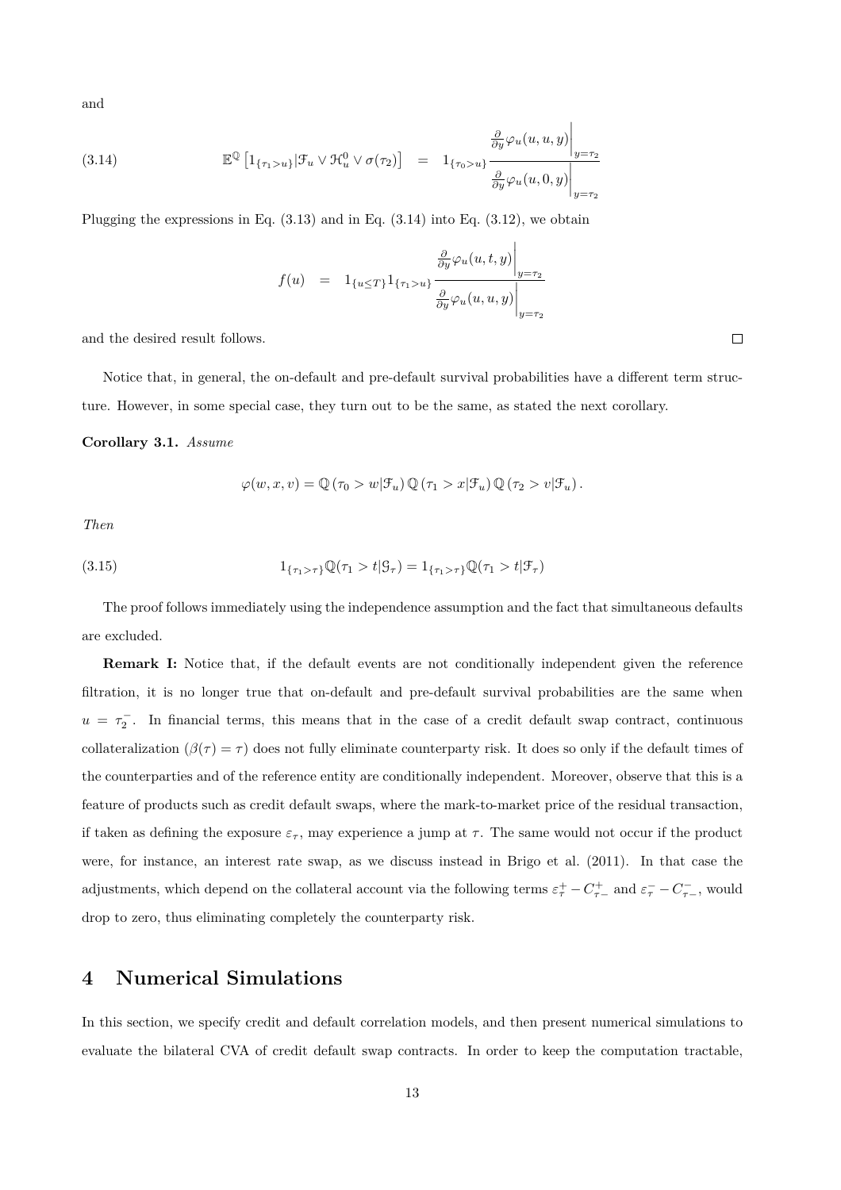and

$$
\mathbb{E}^{\mathbb{Q}}\left[1_{\{\tau_1>u\}}|\mathcal{F}_u \vee \mathcal{H}_u^0 \vee \sigma(\tau_2)\right] \quad = \quad 1_{\{\tau_0>u\}} \frac{\left.\frac{\partial}{\partial y}\varphi_u(u,u,y)\right|_{y=\tau_2}}{\left.\frac{\partial}{\partial y}\varphi_u(u,0,y)\right|_{y=\tau_2}} \tag{3.14}
$$

Plugging the expressions in Eq. (3.13) and in Eq. (3.14) into Eq. (3.12), we obtain

$$
f(u) \quad = \quad 1_{\{u\leq T\}}1_{\{\tau_1>u\}} \frac{\left.\frac{\partial}{\partial y}\varphi_u(u,t,y)\right|_{y=\tau_2}}{\left.\frac{\partial}{\partial y}\varphi_u(u,u,y)\right|_{y=\tau_2}}
$$

and the desired result follows. □

Notice that, in general, the on-default and pre-default survival probabilities have a different term structure. However, in some special case, they turn out to be the same, as stated the next corollary.

**Corollary 3.1.** *Assume*

$$
\varphi(w,x,v) = \mathbb{Q}\left(\tau_0 > w|\mathcal{F}_u\right)\mathbb{Q}\left(\tau_1 > x|\mathcal{F}_u\right)\mathbb{Q}\left(\tau_2 > v|\mathcal{F}_u\right).
$$

*Then*

$$
1_{\{\tau_1>\tau\}}\mathbb{Q}(\tau_1 > t|\mathcal{G}_\tau) = 1_{\{\tau_1>\tau\}}\mathbb{Q}(\tau_1 > t|\mathcal{F}_\tau) \tag{3.15}
$$

The proof follows immediately using the independence assumption and the fact that simultaneous defaults are excluded.

**Remark I:** Notice that, if the default events are not conditionally independent given the reference filtration, it is no longer true that on-default and pre-default survival probabilities are the same when $u = \tau_2^-$. In financial terms, this means that in the case of a credit default swap contract, continuous collateralization ($\beta(\tau) = \tau$) does not fully eliminate counterparty risk. It does so only if the default times of the counterparties and of the reference entity are conditionally independent. Moreover, observe that this is a feature of products such as credit default swaps, where the mark-to-market price of the residual transaction, if taken as defining the exposure $\varepsilon_\tau$, may experience a jump at $\tau$. The same would not occur if the product were, for instance, an interest rate swap, as we discuss instead in Brigo et al. (2011). In that case the adjustments, which depend on the collateral account via the following terms $\varepsilon_\tau^+ - C_{\tau-}^+$ and $\varepsilon_\tau^- - C_{\tau-}^-$, would drop to zero, thus eliminating completely the counterparty risk.

# 4 Numerical Simulations

In this section, we specify credit and default correlation models, and then present numerical simulations to evaluate the bilateral CVA of credit default swap contracts. In order to keep the computation tractable,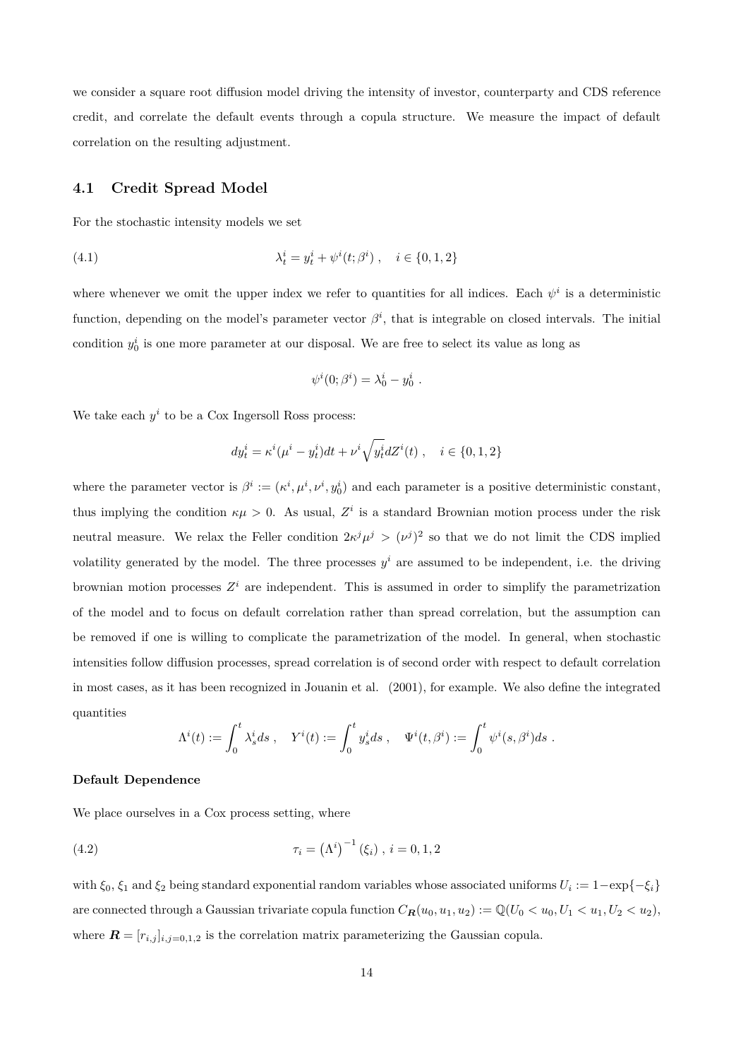we consider a square root diffusion model driving the intensity of investor, counterparty and CDS reference credit, and correlate the default events through a copula structure. We measure the impact of default correlation on the resulting adjustment.

## 4.1 Credit Spread Model

For the stochastic intensity models we set

$$\lambda_t^i = y_t^i + \psi^i(t;\beta^i) \ , \quad i \in \{0,1,2\} \tag{4.1}$$

where whenever we omit the upper index we refer to quantities for all indices. Each $\psi^i$ is a deterministic function, depending on the model's parameter vector $\beta^i$, that is integrable on closed intervals. The initial condition $y_0^i$ is one more parameter at our disposal. We are free to select its value as long as

$$\psi^i(0;\beta^i) = \lambda_0^i - y_0^i \ .$$

We take each $y^i$ to be a Cox Ingersoll Ross process:

$$dy_t^i = \kappa^i(\mu^i - y_t^i)dt + \nu^i\sqrt{y_t^i}dZ^i(t) \ , \quad i \in \{0,1,2\}$$

where the parameter vector is $\beta^i := (\kappa^i, \mu^i, \nu^i, y_0^i)$ and each parameter is a positive deterministic constant, thus implying the condition $\kappa\mu > 0$. As usual, $Z^i$ is a standard Brownian motion process under the risk neutral measure. We relax the Feller condition $2\kappa^j\mu^j > (\nu^j)^2$ so that we do not limit the CDS implied volatility generated by the model. The three processes $y^i$ are assumed to be independent, i.e. the driving brownian motion processes $Z^i$ are independent. This is assumed in order to simplify the parametrization of the model and to focus on default correlation rather than spread correlation, but the assumption can be removed if one is willing to complicate the parametrization of the model. In general, when stochastic intensities follow diffusion processes, spread correlation is of second order with respect to default correlation in most cases, as it has been recognized in Jouanin et al. (2001), for example. We also define the integrated quantities

$$\Lambda^i(t) := \int_0^t \lambda_s^i ds \ , \quad Y^i(t) := \int_0^t y_s^i ds \ , \quad \Psi^i(t,\beta^i) := \int_0^t \psi^i(s,\beta^i) ds \ .$$

**Default Dependence**

We place ourselves in a Cox process setting, where

$$\tau_i = \left(\Lambda^i\right)^{-1}(\xi_i) \ , \ i = 0,1,2 \tag{4.2}$$

with $\xi_0$, $\xi_1$ and $\xi_2$ being standard exponential random variables whose associated uniforms $U_i := 1-\exp\{-\xi_i\}$ are connected through a Gaussian trivariate copula function $C_{\boldsymbol{R}}(u_0,u_1,u_2) := \mathbb{Q}(U_0 < u_0, U_1 < u_1, U_2 < u_2)$, where $\boldsymbol{R} = [r_{i,j}]_{i,j=0,1,2}$ is the correlation matrix parameterizing the Gaussian copula.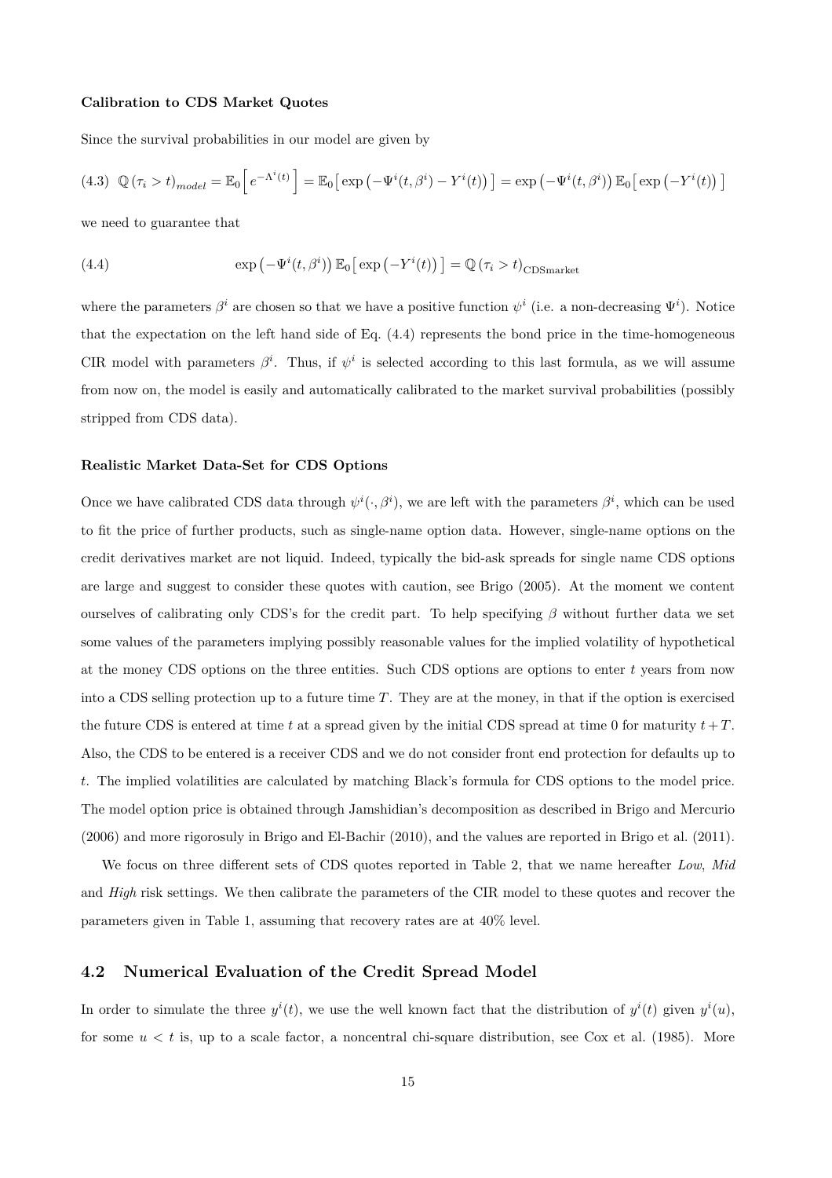**Calibration to CDS Market Quotes**

Since the survival probabilities in our model are given by

$$\text{(4.3)} \quad \mathbb{Q}(\tau_i > t)_{model} = \mathbb{E}_0\Big[ e^{-\Lambda^i(t)} \Big] = \mathbb{E}_0\big[ \exp\big(-\Psi^i(t,\beta^i) - Y^i(t)\big) \big] = \exp\big(-\Psi^i(t,\beta^i)\big)\, \mathbb{E}_0\big[ \exp\big(-Y^i(t)\big) \big]$$

we need to guarantee that

$$\text{(4.4)} \qquad \exp\big(-\Psi^i(t,\beta^i)\big)\, \mathbb{E}_0\big[ \exp\big(-Y^i(t)\big) \big] = \mathbb{Q}(\tau_i > t)_{\text{CDSmarket}}$$

where the parameters $\beta^i$ are chosen so that we have a positive function $\psi^i$ (i.e. a non-decreasing $\Psi^i$). Notice that the expectation on the left hand side of Eq. (4.4) represents the bond price in the time-homogeneous CIR model with parameters $\beta^i$. Thus, if $\psi^i$ is selected according to this last formula, as we will assume from now on, the model is easily and automatically calibrated to the market survival probabilities (possibly stripped from CDS data).

**Realistic Market Data-Set for CDS Options**

Once we have calibrated CDS data through $\psi^i(\cdot, \beta^i)$, we are left with the parameters $\beta^i$, which can be used to fit the price of further products, such as single-name option data. However, single-name options on the credit derivatives market are not liquid. Indeed, typically the bid-ask spreads for single name CDS options are large and suggest to consider these quotes with caution, see Brigo (2005). At the moment we content ourselves of calibrating only CDS's for the credit part. To help specifying $\beta$ without further data we set some values of the parameters implying possibly reasonable values for the implied volatility of hypothetical at the money CDS options on the three entities. Such CDS options are options to enter $t$ years from now into a CDS selling protection up to a future time $T$. They are at the money, in that if the option is exercised the future CDS is entered at time $t$ at a spread given by the initial CDS spread at time 0 for maturity $t+T$. Also, the CDS to be entered is a receiver CDS and we do not consider front end protection for defaults up to $t$. The implied volatilities are calculated by matching Black's formula for CDS options to the model price. The model option price is obtained through Jamshidian's decomposition as described in Brigo and Mercurio (2006) and more rigorosuly in Brigo and El-Bachir (2010), and the values are reported in Brigo et al. (2011).

We focus on three different sets of CDS quotes reported in Table 2, that we name hereafter *Low*, *Mid* and *High* risk settings. We then calibrate the parameters of the CIR model to these quotes and recover the parameters given in Table 1, assuming that recovery rates are at 40% level.

## 4.2 Numerical Evaluation of the Credit Spread Model

In order to simulate the three $y^i(t)$, we use the well known fact that the distribution of $y^i(t)$ given $y^i(u)$, for some $u < t$ is, up to a scale factor, a noncentral chi-square distribution, see Cox et al. (1985). More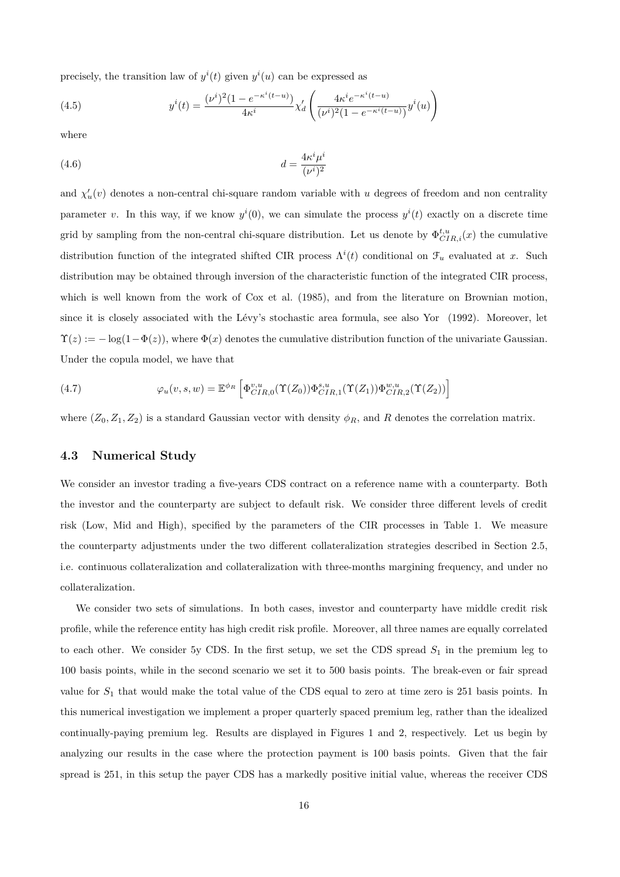precisely, the transition law of $y^i(t)$ given $y^i(u)$ can be expressed as

$$y^i(t) = \frac{(\nu^i)^2(1 - e^{-\kappa^i(t-u)})}{4\kappa^i} \chi'_d \left( \frac{4\kappa^i e^{-\kappa^i(t-u)}}{(\nu^i)^2(1 - e^{-\kappa^i(t-u)})} y^i(u) \right) \tag{4.5}$$

where

$$d = \frac{4\kappa^i \mu^i}{(\nu^i)^2} \tag{4.6}$$

and $\chi'_u(v)$ denotes a non-central chi-square random variable with $u$ degrees of freedom and non centrality parameter $v$. In this way, if we know $y^i(0)$, we can simulate the process $y^i(t)$ exactly on a discrete time grid by sampling from the non-central chi-square distribution. Let us denote by $\Phi^{t,u}_{CIR,i}(x)$ the cumulative distribution function of the integrated shifted CIR process $\Lambda^i(t)$ conditional on $\mathcal{F}_u$ evaluated at $x$. Such distribution may be obtained through inversion of the characteristic function of the integrated CIR process, which is well known from the work of Cox et al. (1985), and from the literature on Brownian motion, since it is closely associated with the Lévy's stochastic area formula, see also Yor (1992). Moreover, let $\Upsilon(z) := -\log(1 - \Phi(z))$, where $\Phi(x)$ denotes the cumulative distribution function of the univariate Gaussian. Under the copula model, we have that

$$\varphi_u(v, s, w) = \mathbb{E}^{\phi_R} \left[ \Phi^{v,u}_{CIR,0}(\Upsilon(Z_0)) \Phi^{s,u}_{CIR,1}(\Upsilon(Z_1)) \Phi^{w,u}_{CIR,2}(\Upsilon(Z_2)) \right] \tag{4.7}$$

where $(Z_0, Z_1, Z_2)$ is a standard Gaussian vector with density $\phi_R$, and $R$ denotes the correlation matrix.

### 4.3 Numerical Study

We consider an investor trading a five-years CDS contract on a reference name with a counterparty. Both the investor and the counterparty are subject to default risk. We consider three different levels of credit risk (Low, Mid and High), specified by the parameters of the CIR processes in Table 1. We measure the counterparty adjustments under the two different collateralization strategies described in Section 2.5, i.e. continuous collateralization and collateralization with three-months margining frequency, and under no collateralization.

We consider two sets of simulations. In both cases, investor and counterparty have middle credit risk profile, while the reference entity has high credit risk profile. Moreover, all three names are equally correlated to each other. We consider 5y CDS. In the first setup, we set the CDS spread $S_1$ in the premium leg to 100 basis points, while in the second scenario we set it to 500 basis points. The break-even or fair spread value for $S_1$ that would make the total value of the CDS equal to zero at time zero is 251 basis points. In this numerical investigation we implement a proper quarterly spaced premium leg, rather than the idealized continually-paying premium leg. Results are displayed in Figures 1 and 2, respectively. Let us begin by analyzing our results in the case where the protection payment is 100 basis points. Given that the fair spread is 251, in this setup the payer CDS has a markedly positive initial value, whereas the receiver CDS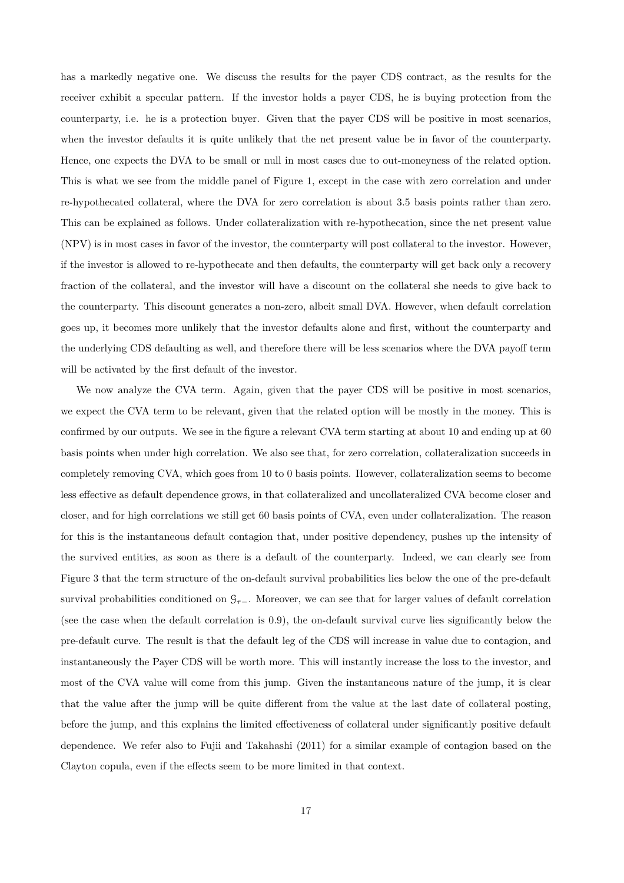has a markedly negative one. We discuss the results for the payer CDS contract, as the results for the receiver exhibit a specular pattern. If the investor holds a payer CDS, he is buying protection from the counterparty, i.e. he is a protection buyer. Given that the payer CDS will be positive in most scenarios, when the investor defaults it is quite unlikely that the net present value be in favor of the counterparty. Hence, one expects the DVA to be small or null in most cases due to out-moneyness of the related option. This is what we see from the middle panel of Figure 1, except in the case with zero correlation and under re-hypothecated collateral, where the DVA for zero correlation is about 3.5 basis points rather than zero. This can be explained as follows. Under collateralization with re-hypothecation, since the net present value (NPV) is in most cases in favor of the investor, the counterparty will post collateral to the investor. However, if the investor is allowed to re-hypothecate and then defaults, the counterparty will get back only a recovery fraction of the collateral, and the investor will have a discount on the collateral she needs to give back to the counterparty. This discount generates a non-zero, albeit small DVA. However, when default correlation goes up, it becomes more unlikely that the investor defaults alone and first, without the counterparty and the underlying CDS defaulting as well, and therefore there will be less scenarios where the DVA payoff term will be activated by the first default of the investor.

We now analyze the CVA term. Again, given that the payer CDS will be positive in most scenarios, we expect the CVA term to be relevant, given that the related option will be mostly in the money. This is confirmed by our outputs. We see in the figure a relevant CVA term starting at about 10 and ending up at 60 basis points when under high correlation. We also see that, for zero correlation, collateralization succeeds in completely removing CVA, which goes from 10 to 0 basis points. However, collateralization seems to become less effective as default dependence grows, in that collateralized and uncollateralized CVA become closer and closer, and for high correlations we still get 60 basis points of CVA, even under collateralization. The reason for this is the instantaneous default contagion that, under positive dependency, pushes up the intensity of the survived entities, as soon as there is a default of the counterparty. Indeed, we can clearly see from Figure 3 that the term structure of the on-default survival probabilities lies below the one of the pre-default survival probabilities conditioned on $\mathcal{G}_{\tau-}$. Moreover, we can see that for larger values of default correlation (see the case when the default correlation is 0.9), the on-default survival curve lies significantly below the pre-default curve. The result is that the default leg of the CDS will increase in value due to contagion, and instantaneously the Payer CDS will be worth more. This will instantly increase the loss to the investor, and most of the CVA value will come from this jump. Given the instantaneous nature of the jump, it is clear that the value after the jump will be quite different from the value at the last date of collateral posting, before the jump, and this explains the limited effectiveness of collateral under significantly positive default dependence. We refer also to Fujii and Takahashi (2011) for a similar example of contagion based on the Clayton copula, even if the effects seem to be more limited in that context.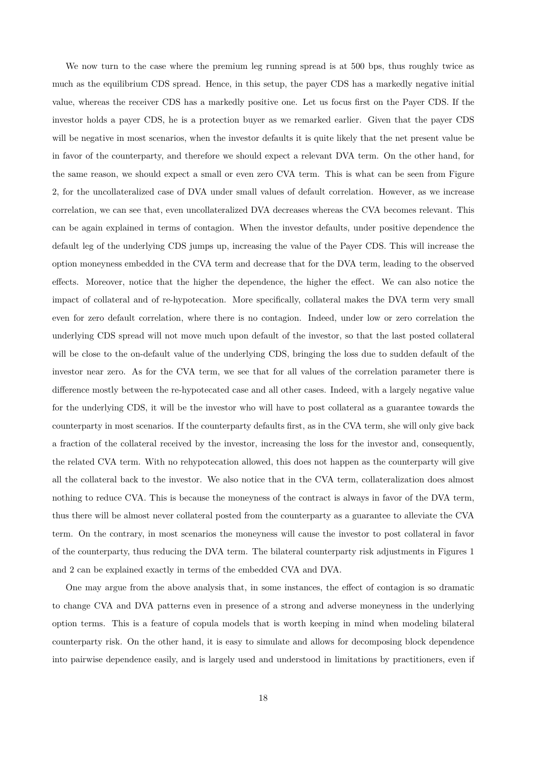We now turn to the case where the premium leg running spread is at 500 bps, thus roughly twice as much as the equilibrium CDS spread. Hence, in this setup, the payer CDS has a markedly negative initial value, whereas the receiver CDS has a markedly positive one. Let us focus first on the Payer CDS. If the investor holds a payer CDS, he is a protection buyer as we remarked earlier. Given that the payer CDS will be negative in most scenarios, when the investor defaults it is quite likely that the net present value be in favor of the counterparty, and therefore we should expect a relevant DVA term. On the other hand, for the same reason, we should expect a small or even zero CVA term. This is what can be seen from Figure 2, for the uncollateralized case of DVA under small values of default correlation. However, as we increase correlation, we can see that, even uncollateralized DVA decreases whereas the CVA becomes relevant. This can be again explained in terms of contagion. When the investor defaults, under positive dependence the default leg of the underlying CDS jumps up, increasing the value of the Payer CDS. This will increase the option moneyness embedded in the CVA term and decrease that for the DVA term, leading to the observed effects. Moreover, notice that the higher the dependence, the higher the effect. We can also notice the impact of collateral and of re-hypotecation. More specifically, collateral makes the DVA term very small even for zero default correlation, where there is no contagion. Indeed, under low or zero correlation the underlying CDS spread will not move much upon default of the investor, so that the last posted collateral will be close to the on-default value of the underlying CDS, bringing the loss due to sudden default of the investor near zero. As for the CVA term, we see that for all values of the correlation parameter there is difference mostly between the re-hypotecated case and all other cases. Indeed, with a largely negative value for the underlying CDS, it will be the investor who will have to post collateral as a guarantee towards the counterparty in most scenarios. If the counterparty defaults first, as in the CVA term, she will only give back a fraction of the collateral received by the investor, increasing the loss for the investor and, consequently, the related CVA term. With no rehypotecation allowed, this does not happen as the counterparty will give all the collateral back to the investor. We also notice that in the CVA term, collateralization does almost nothing to reduce CVA. This is because the moneyness of the contract is always in favor of the DVA term, thus there will be almost never collateral posted from the counterparty as a guarantee to alleviate the CVA term. On the contrary, in most scenarios the moneyness will cause the investor to post collateral in favor of the counterparty, thus reducing the DVA term. The bilateral counterparty risk adjustments in Figures 1 and 2 can be explained exactly in terms of the embedded CVA and DVA.

One may argue from the above analysis that, in some instances, the effect of contagion is so dramatic to change CVA and DVA patterns even in presence of a strong and adverse moneyness in the underlying option terms. This is a feature of copula models that is worth keeping in mind when modeling bilateral counterparty risk. On the other hand, it is easy to simulate and allows for decomposing block dependence into pairwise dependence easily, and is largely used and understood in limitations by practitioners, even if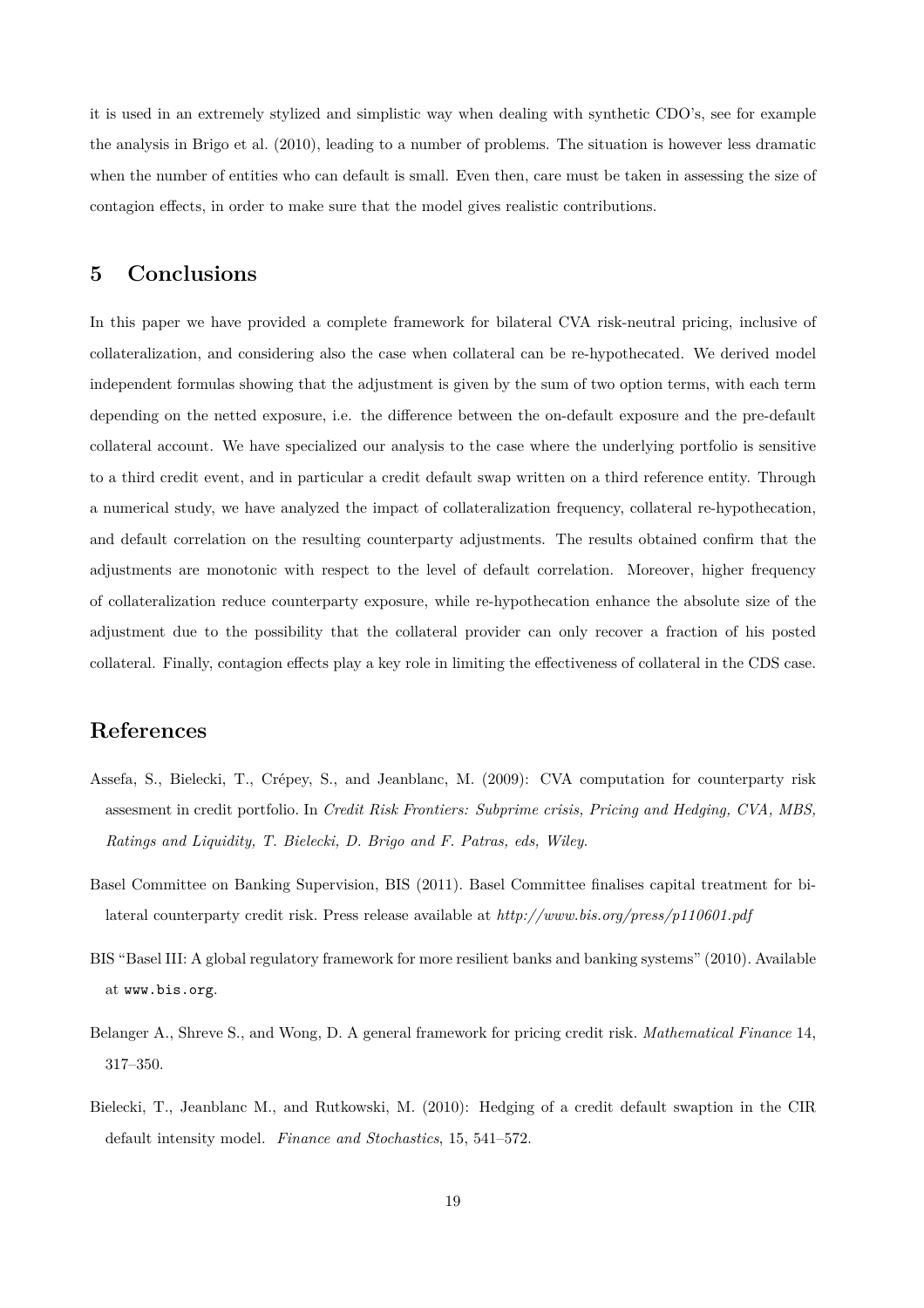it is used in an extremely stylized and simplistic way when dealing with synthetic CDO's, see for example the analysis in Brigo et al. (2010), leading to a number of problems. The situation is however less dramatic when the number of entities who can default is small. Even then, care must be taken in assessing the size of contagion effects, in order to make sure that the model gives realistic contributions.

## 5 Conclusions

In this paper we have provided a complete framework for bilateral CVA risk-neutral pricing, inclusive of collateralization, and considering also the case when collateral can be re-hypothecated. We derived model independent formulas showing that the adjustment is given by the sum of two option terms, with each term depending on the netted exposure, i.e. the difference between the on-default exposure and the pre-default collateral account. We have specialized our analysis to the case where the underlying portfolio is sensitive to a third credit event, and in particular a credit default swap written on a third reference entity. Through a numerical study, we have analyzed the impact of collateralization frequency, collateral re-hypothecation, and default correlation on the resulting counterparty adjustments. The results obtained confirm that the adjustments are monotonic with respect to the level of default correlation. Moreover, higher frequency of collateralization reduce counterparty exposure, while re-hypothecation enhance the absolute size of the adjustment due to the possibility that the collateral provider can only recover a fraction of his posted collateral. Finally, contagion effects play a key role in limiting the effectiveness of collateral in the CDS case.

## References

Assefa, S., Bielecki, T., Crépey, S., and Jeanblanc, M. (2009): CVA computation for counterparty risk assesment in credit portfolio. In *Credit Risk Frontiers: Subprime crisis, Pricing and Hedging, CVA, MBS, Ratings and Liquidity, T. Bielecki, D. Brigo and F. Patras, eds, Wiley*.

Basel Committee on Banking Supervision, BIS (2011). Basel Committee finalises capital treatment for bilateral counterparty credit risk. Press release available at *http://www.bis.org/press/p110601.pdf*

BIS "Basel III: A global regulatory framework for more resilient banks and banking systems" (2010). Available at www.bis.org.

Belanger A., Shreve S., and Wong, D. A general framework for pricing credit risk. *Mathematical Finance* 14, 317–350.

Bielecki, T., Jeanblanc M., and Rutkowski, M. (2010): Hedging of a credit default swaption in the CIR default intensity model. *Finance and Stochastics*, 15, 541–572.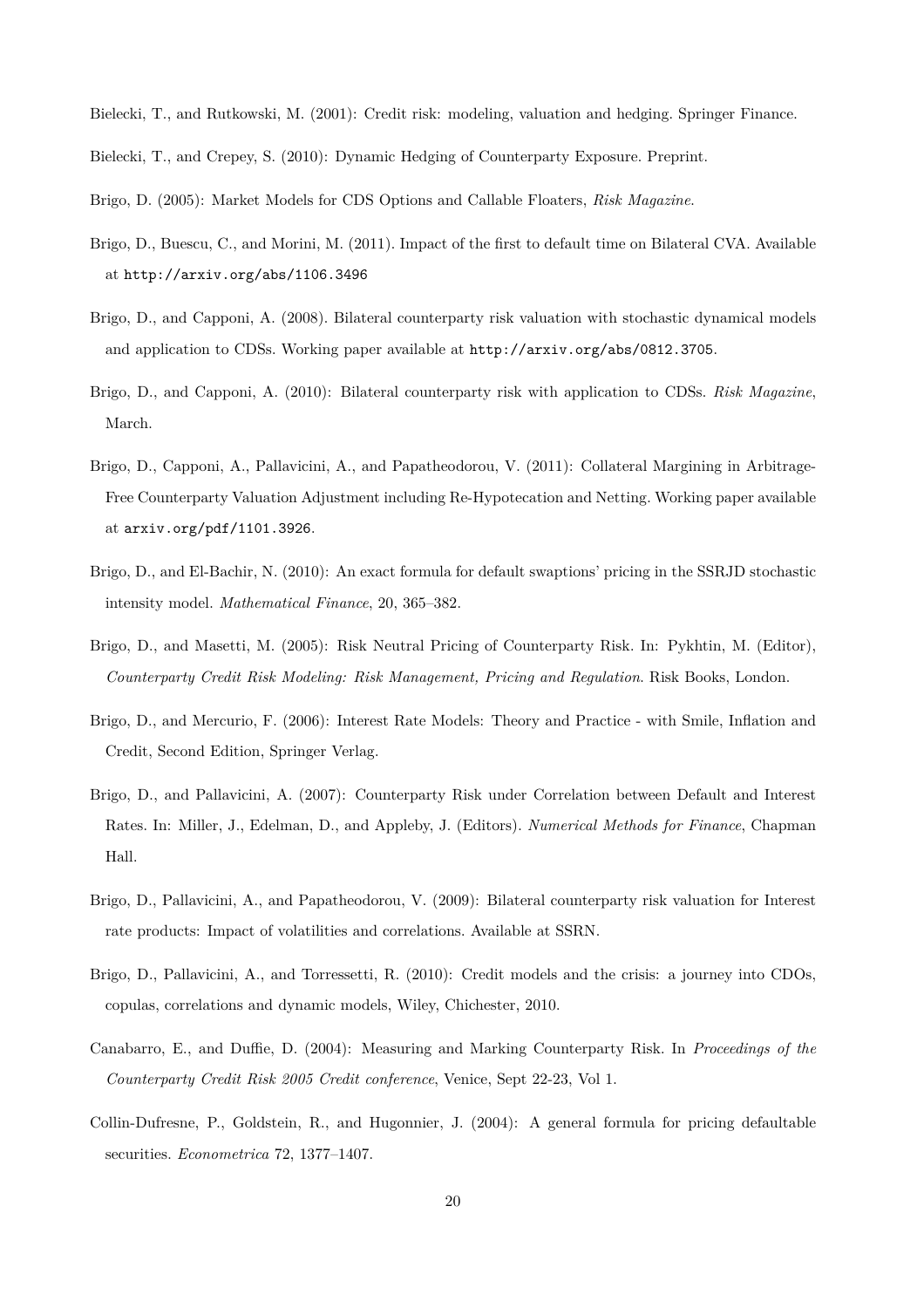Bielecki, T., and Rutkowski, M. (2001): Credit risk: modeling, valuation and hedging. Springer Finance.

Bielecki, T., and Crepey, S. (2010): Dynamic Hedging of Counterparty Exposure. Preprint.

Brigo, D. (2005): Market Models for CDS Options and Callable Floaters, *Risk Magazine*.

Brigo, D., Buescu, C., and Morini, M. (2011). Impact of the first to default time on Bilateral CVA. Available at `http://arxiv.org/abs/1106.3496`

Brigo, D., and Capponi, A. (2008). Bilateral counterparty risk valuation with stochastic dynamical models and application to CDSs. Working paper available at `http://arxiv.org/abs/0812.3705`.

Brigo, D., and Capponi, A. (2010): Bilateral counterparty risk with application to CDSs. *Risk Magazine*, March.

Brigo, D., Capponi, A., Pallavicini, A., and Papatheodorou, V. (2011): Collateral Margining in Arbitrage-Free Counterparty Valuation Adjustment including Re-Hypotecation and Netting. Working paper available at `arxiv.org/pdf/1101.3926`.

Brigo, D., and El-Bachir, N. (2010): An exact formula for default swaptions' pricing in the SSRJD stochastic intensity model. *Mathematical Finance*, 20, 365–382.

Brigo, D., and Masetti, M. (2005): Risk Neutral Pricing of Counterparty Risk. In: Pykhtin, M. (Editor), *Counterparty Credit Risk Modeling: Risk Management, Pricing and Regulation*. Risk Books, London.

Brigo, D., and Mercurio, F. (2006): Interest Rate Models: Theory and Practice - with Smile, Inflation and Credit, Second Edition, Springer Verlag.

Brigo, D., and Pallavicini, A. (2007): Counterparty Risk under Correlation between Default and Interest Rates. In: Miller, J., Edelman, D., and Appleby, J. (Editors). *Numerical Methods for Finance*, Chapman Hall.

Brigo, D., Pallavicini, A., and Papatheodorou, V. (2009): Bilateral counterparty risk valuation for Interest rate products: Impact of volatilities and correlations. Available at SSRN.

Brigo, D., Pallavicini, A., and Torressetti, R. (2010): Credit models and the crisis: a journey into CDOs, copulas, correlations and dynamic models, Wiley, Chichester, 2010.

Canabarro, E., and Duffie, D. (2004): Measuring and Marking Counterparty Risk. In *Proceedings of the Counterparty Credit Risk 2005 Credit conference*, Venice, Sept 22-23, Vol 1.

Collin-Dufresne, P., Goldstein, R., and Hugonnier, J. (2004): A general formula for pricing defaultable securities. *Econometrica* 72, 1377–1407.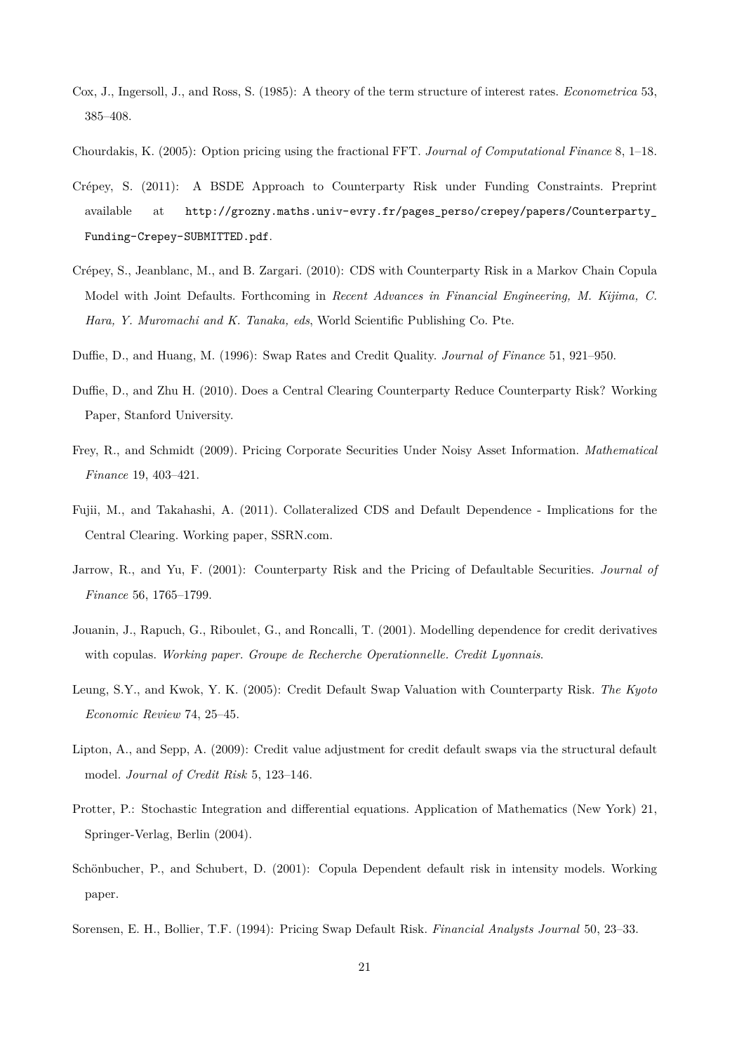Cox, J., Ingersoll, J., and Ross, S. (1985): A theory of the term structure of interest rates. *Econometrica* 53, 385–408.

Chourdakis, K. (2005): Option pricing using the fractional FFT. *Journal of Computational Finance* 8, 1–18.

Crépey, S. (2011): A BSDE Approach to Counterparty Risk under Funding Constraints. Preprint available at `http://grozny.maths.univ-evry.fr/pages_perso/crepey/papers/Counterparty_Funding-Crepey-SUBMITTED.pdf`.

Crépey, S., Jeanblanc, M., and B. Zargari. (2010): CDS with Counterparty Risk in a Markov Chain Copula Model with Joint Defaults. Forthcoming in *Recent Advances in Financial Engineering, M. Kijima, C. Hara, Y. Muromachi and K. Tanaka, eds*, World Scientific Publishing Co. Pte.

Duffie, D., and Huang, M. (1996): Swap Rates and Credit Quality. *Journal of Finance* 51, 921–950.

Duffie, D., and Zhu H. (2010). Does a Central Clearing Counterparty Reduce Counterparty Risk? Working Paper, Stanford University.

Frey, R., and Schmidt (2009). Pricing Corporate Securities Under Noisy Asset Information. *Mathematical Finance* 19, 403–421.

Fujii, M., and Takahashi, A. (2011). Collateralized CDS and Default Dependence - Implications for the Central Clearing. Working paper, SSRN.com.

Jarrow, R., and Yu, F. (2001): Counterparty Risk and the Pricing of Defaultable Securities. *Journal of Finance* 56, 1765–1799.

Jouanin, J., Rapuch, G., Riboulet, G., and Roncalli, T. (2001). Modelling dependence for credit derivatives with copulas. *Working paper. Groupe de Recherche Operationnelle. Credit Lyonnais*.

Leung, S.Y., and Kwok, Y. K. (2005): Credit Default Swap Valuation with Counterparty Risk. *The Kyoto Economic Review* 74, 25–45.

Lipton, A., and Sepp, A. (2009): Credit value adjustment for credit default swaps via the structural default model. *Journal of Credit Risk* 5, 123–146.

Protter, P.: Stochastic Integration and differential equations. Application of Mathematics (New York) 21, Springer-Verlag, Berlin (2004).

Schönbucher, P., and Schubert, D. (2001): Copula Dependent default risk in intensity models. Working paper.

Sorensen, E. H., Bollier, T.F. (1994): Pricing Swap Default Risk. *Financial Analysts Journal* 50, 23–33.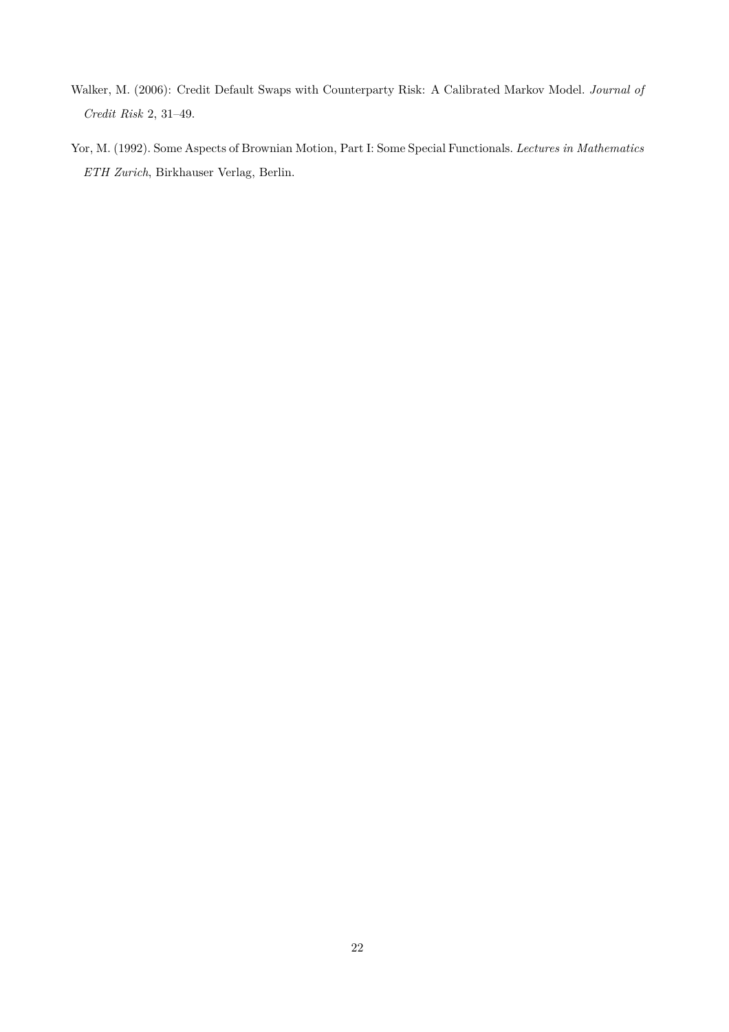Walker, M. (2006): Credit Default Swaps with Counterparty Risk: A Calibrated Markov Model. *Journal of Credit Risk* 2, 31–49.

Yor, M. (1992). Some Aspects of Brownian Motion, Part I: Some Special Functionals. *Lectures in Mathematics ETH Zurich*, Birkhauser Verlag, Berlin.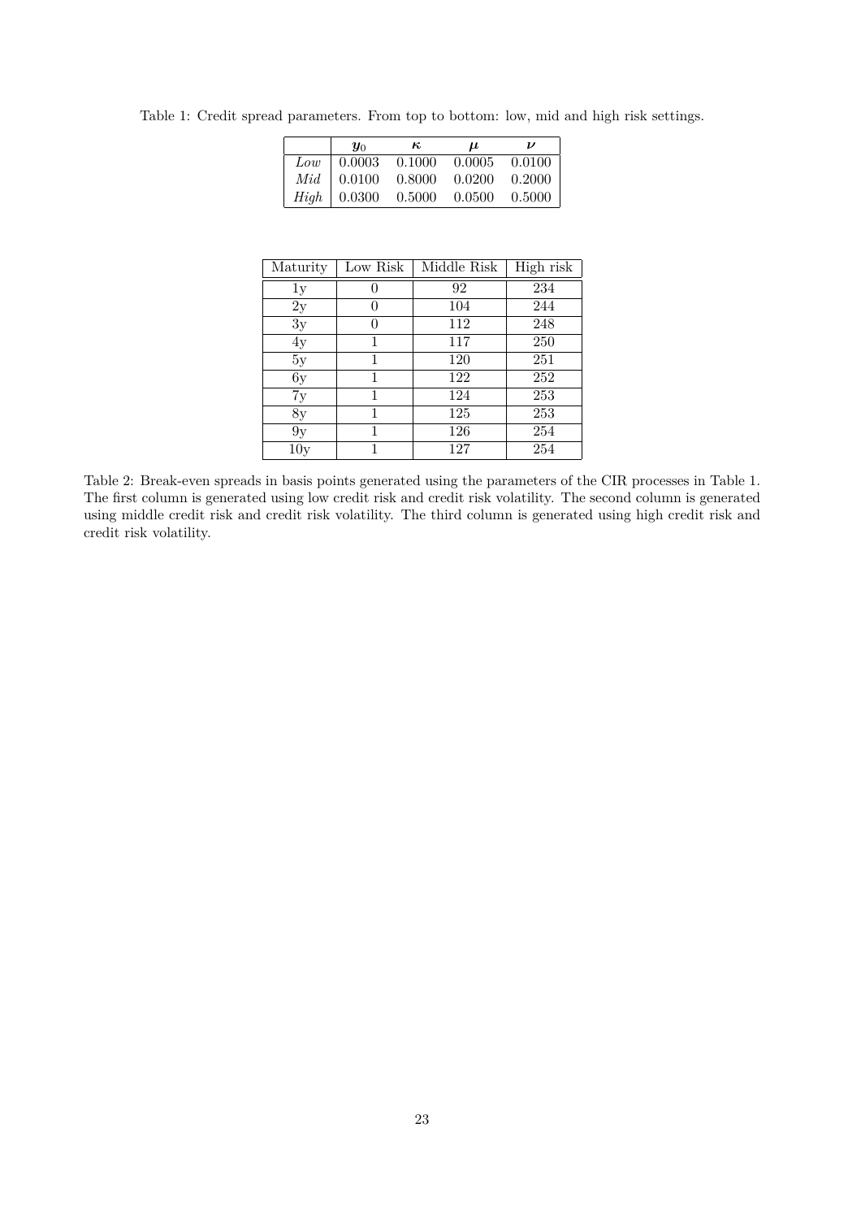Table 1: Credit spread parameters. From top to bottom: low, mid and high risk settings.

| | $\boldsymbol{y}_0$ | $\boldsymbol{\kappa}$ | $\boldsymbol{\mu}$ | $\boldsymbol{\nu}$ |
|---|---|---|---|---|
| *Low* | 0.0003 | 0.1000 | 0.0005 | 0.0100 |
| *Mid* | 0.0100 | 0.8000 | 0.0200 | 0.2000 |
| *High* | 0.0300 | 0.5000 | 0.0500 | 0.5000 |

| Maturity | Low Risk | Middle Risk | High risk |
|---|---|---|---|
| 1y | 0 | 92 | 234 |
| 2y | 0 | 104 | 244 |
| 3y | 0 | 112 | 248 |
| 4y | 1 | 117 | 250 |
| 5y | 1 | 120 | 251 |
| 6y | 1 | 122 | 252 |
| 7y | 1 | 124 | 253 |
| 8y | 1 | 125 | 253 |
| 9y | 1 | 126 | 254 |
| 10y | 1 | 127 | 254 |

Table 2: Break-even spreads in basis points generated using the parameters of the CIR processes in Table 1. The first column is generated using low credit risk and credit risk volatility. The second column is generated using middle credit risk and credit risk volatility. The third column is generated using high credit risk and credit risk volatility.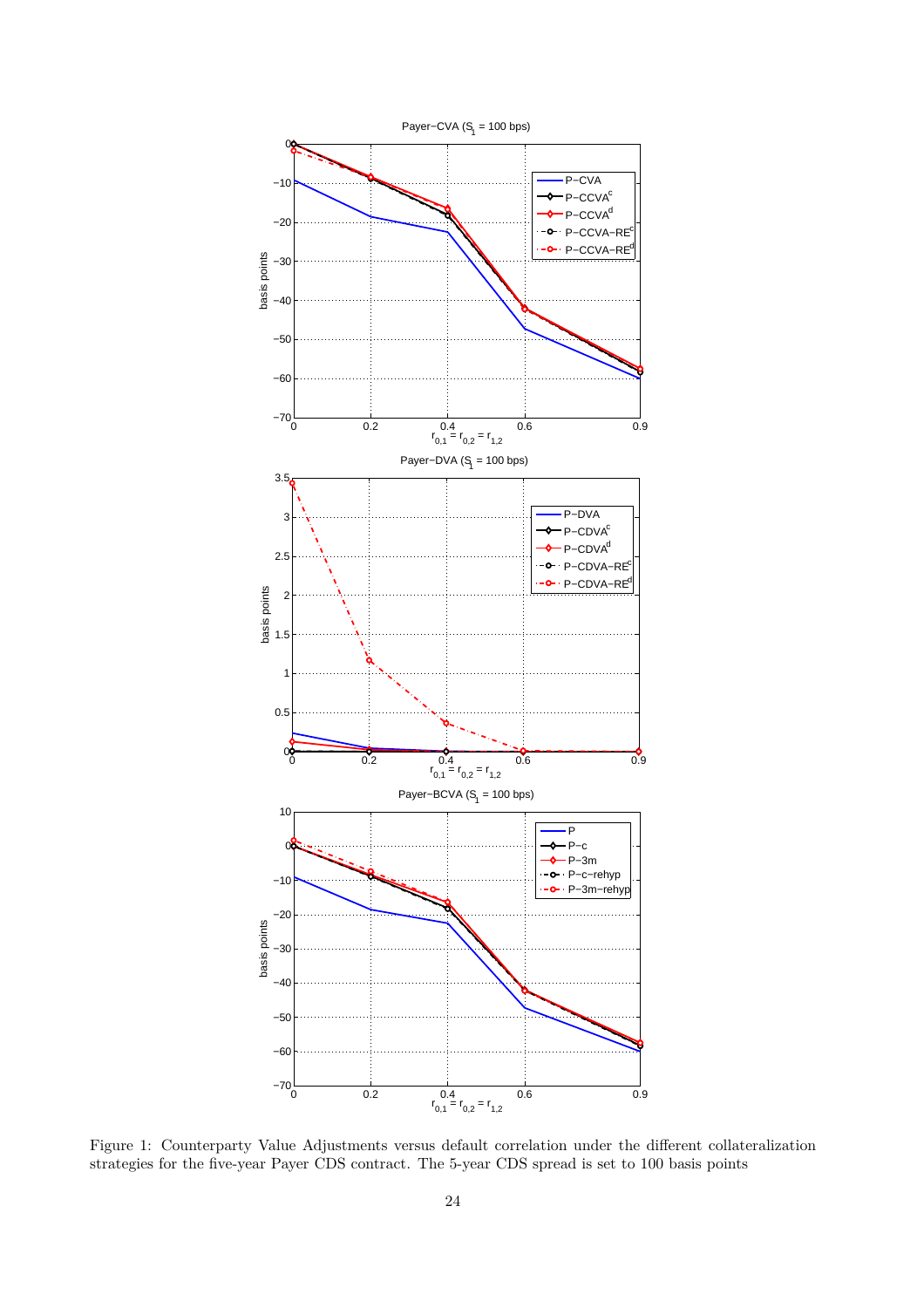Figure 1: Counterparty Value Adjustments versus default correlation under the different collateralization strategies for the five-year Payer CDS contract. The 5-year CDS spread is set to 100 basis points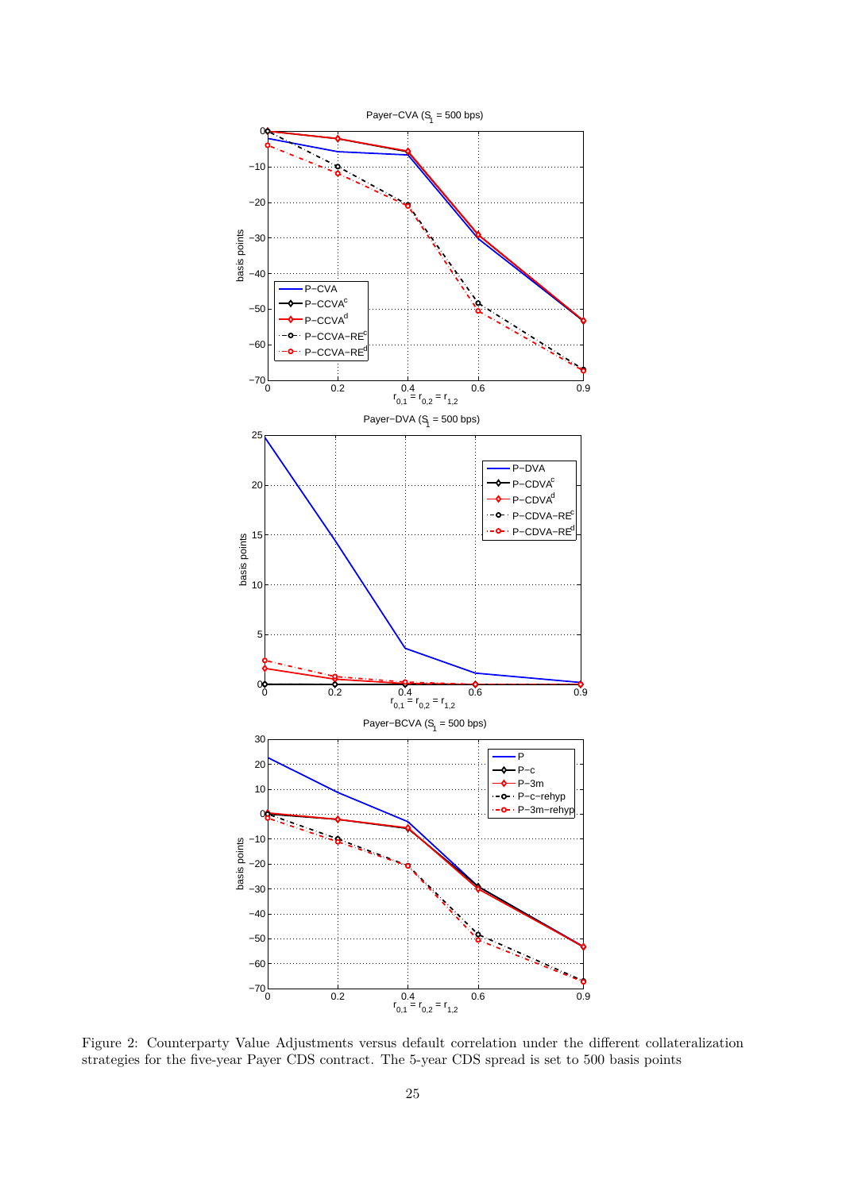Figure 2: Counterparty Value Adjustments versus default correlation under the different collateralization strategies for the five-year Payer CDS contract. The 5-year CDS spread is set to 500 basis points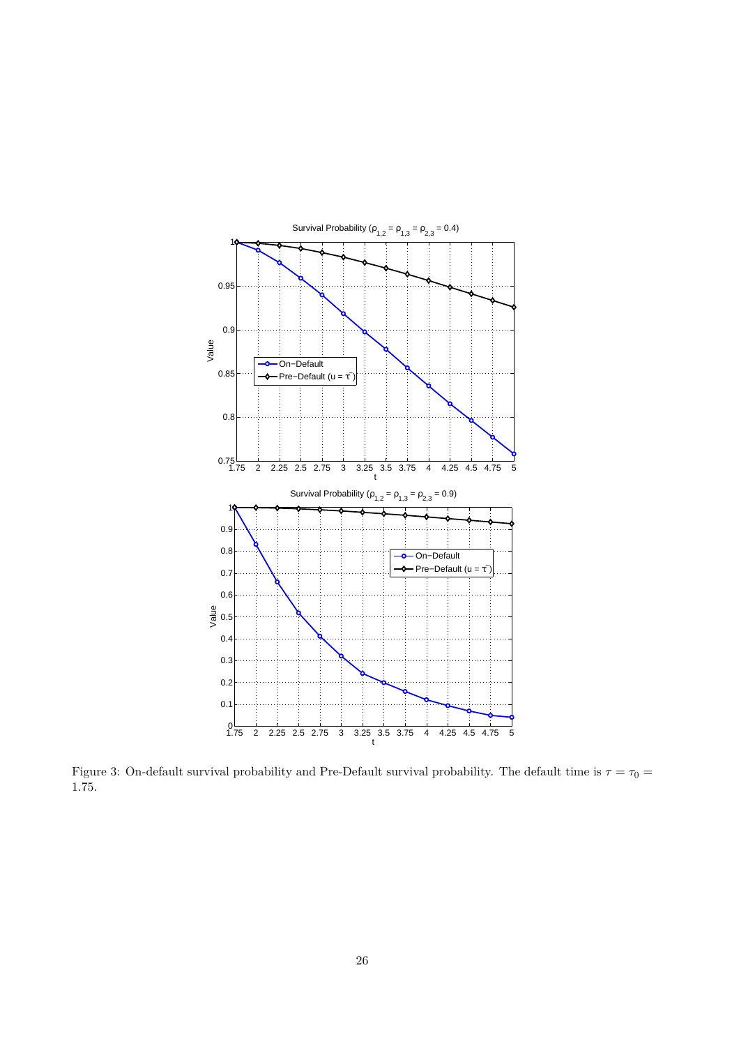Survival Probability ($\rho_{1,2} = \rho_{1,3} = \rho_{2,3} = 0.4$)

Value

1
0.95
0.9
0.85
0.8
0.75

1.75 2 2.25 2.5 2.75 3 3.25 3.5 3.75 4 4.25 4.5 4.75 5

t

On−Default
Pre−Default ($u = \tau^-$)

Survival Probability ($\rho_{1,2} = \rho_{1,3} = \rho_{2,3} = 0.9$)

Value

1
0.9
0.8
0.7
0.6
0.5
0.4
0.3
0.2
0.1
0

1.75 2 2.25 2.5 2.75 3 3.25 3.5 3.75 4 4.25 4.5 4.75 5

t

On−Default
Pre−Default ($u = \tau^-$)

Figure 3: On-default survival probability and Pre-Default survival probability. The default time is $\tau = \tau_0 = 1.75$.